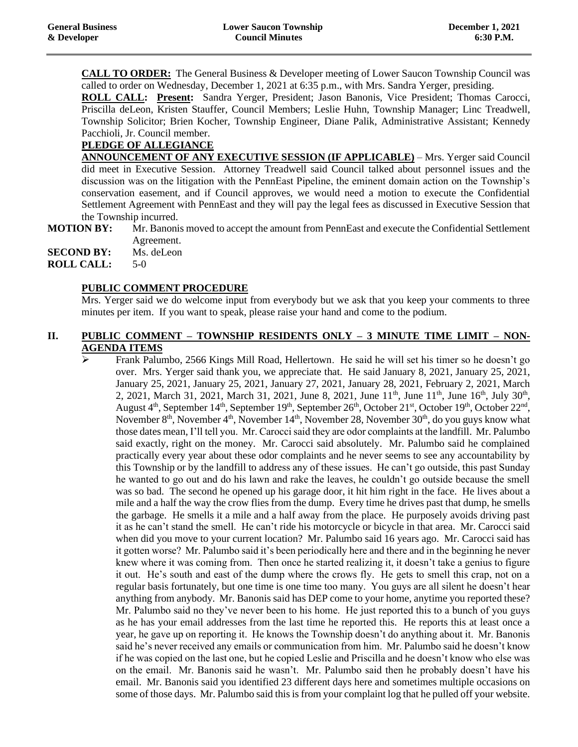**CALL TO ORDER:** The General Business & Developer meeting of Lower Saucon Township Council was called to order on Wednesday, December 1, 2021 at 6:35 p.m., with Mrs. Sandra Yerger, presiding.

**ROLL CALL:** **Present:** Sandra Yerger, President; Jason Banonis, Vice President; Thomas Carocci, Priscilla deLeon, Kristen Stauffer, Council Members; Leslie Huhn, Township Manager; Linc Treadwell, Township Solicitor; Brien Kocher, Township Engineer, Diane Palik, Administrative Assistant; Kennedy Pacchioli, Jr. Council member.

**PLEDGE OF ALLEGIANCE**

**ANNOUNCEMENT OF ANY EXECUTIVE SESSION (IF APPLICABLE)** – Mrs. Yerger said Council did meet in Executive Session. Attorney Treadwell said Council talked about personnel issues and the discussion was on the litigation with the PennEast Pipeline, the eminent domain action on the Township's conservation easement, and if Council approves, we would need a motion to execute the Confidential Settlement Agreement with PennEast and they will pay the legal fees as discussed in Executive Session that the Township incurred.

**MOTION BY:** Mr. Banonis moved to accept the amount from PennEast and execute the Confidential Settlement Agreement.

**SECOND BY:** Ms. deLeon

**ROLL CALL:** 5-0

**PUBLIC COMMENT PROCEDURE**

Mrs. Yerger said we do welcome input from everybody but we ask that you keep your comments to three minutes per item. If you want to speak, please raise your hand and come to the podium.

## II. PUBLIC COMMENT – TOWNSHIP RESIDENTS ONLY – 3 MINUTE TIME LIMIT – NON-AGENDA ITEMS

- Frank Palumbo, 2566 Kings Mill Road, Hellertown. He said he will set his timer so he doesn't go over. Mrs. Yerger said thank you, we appreciate that. He said January 8, 2021, January 25, 2021, January 25, 2021, January 25, 2021, January 27, 2021, January 28, 2021, February 2, 2021, March 2, 2021, March 31, 2021, March 31, 2021, June 8, 2021, June 11th, June 11th, June 16th, July 30th, August 4th, September 14th, September 19th, September 26th, October 21st, October 19th, October 22nd, November 8th, November 4th, November 14th, November 28, November 30th, do you guys know what those dates mean, I'll tell you. Mr. Carocci said they are odor complaints at the landfill. Mr. Palumbo said exactly, right on the money. Mr. Carocci said absolutely. Mr. Palumbo said he complained practically every year about these odor complaints and he never seems to see any accountability by this Township or by the landfill to address any of these issues. He can't go outside, this past Sunday he wanted to go out and do his lawn and rake the leaves, he couldn't go outside because the smell was so bad. The second he opened up his garage door, it hit him right in the face. He lives about a mile and a half the way the crow flies from the dump. Every time he drives past that dump, he smells the garbage. He smells it a mile and a half away from the place. He purposely avoids driving past it as he can't stand the smell. He can't ride his motorcycle or bicycle in that area. Mr. Carocci said when did you move to your current location? Mr. Palumbo said 16 years ago. Mr. Carocci said has it gotten worse? Mr. Palumbo said it's been periodically here and there and in the beginning he never knew where it was coming from. Then once he started realizing it, it doesn't take a genius to figure it out. He's south and east of the dump where the crows fly. He gets to smell this crap, not on a regular basis fortunately, but one time is one time too many. You guys are all silent he doesn't hear anything from anybody. Mr. Banonis said has DEP come to your home, anytime you reported these? Mr. Palumbo said no they've never been to his home. He just reported this to a bunch of you guys as he has your email addresses from the last time he reported this. He reports this at least once a year, he gave up on reporting it. He knows the Township doesn't do anything about it. Mr. Banonis said he's never received any emails or communication from him. Mr. Palumbo said he doesn't know if he was copied on the last one, but he copied Leslie and Priscilla and he doesn't know who else was on the email. Mr. Banonis said he wasn't. Mr. Palumbo said then he probably doesn't have his email. Mr. Banonis said you identified 23 different days here and sometimes multiple occasions on some of those days. Mr. Palumbo said this is from your complaint log that he pulled off your website.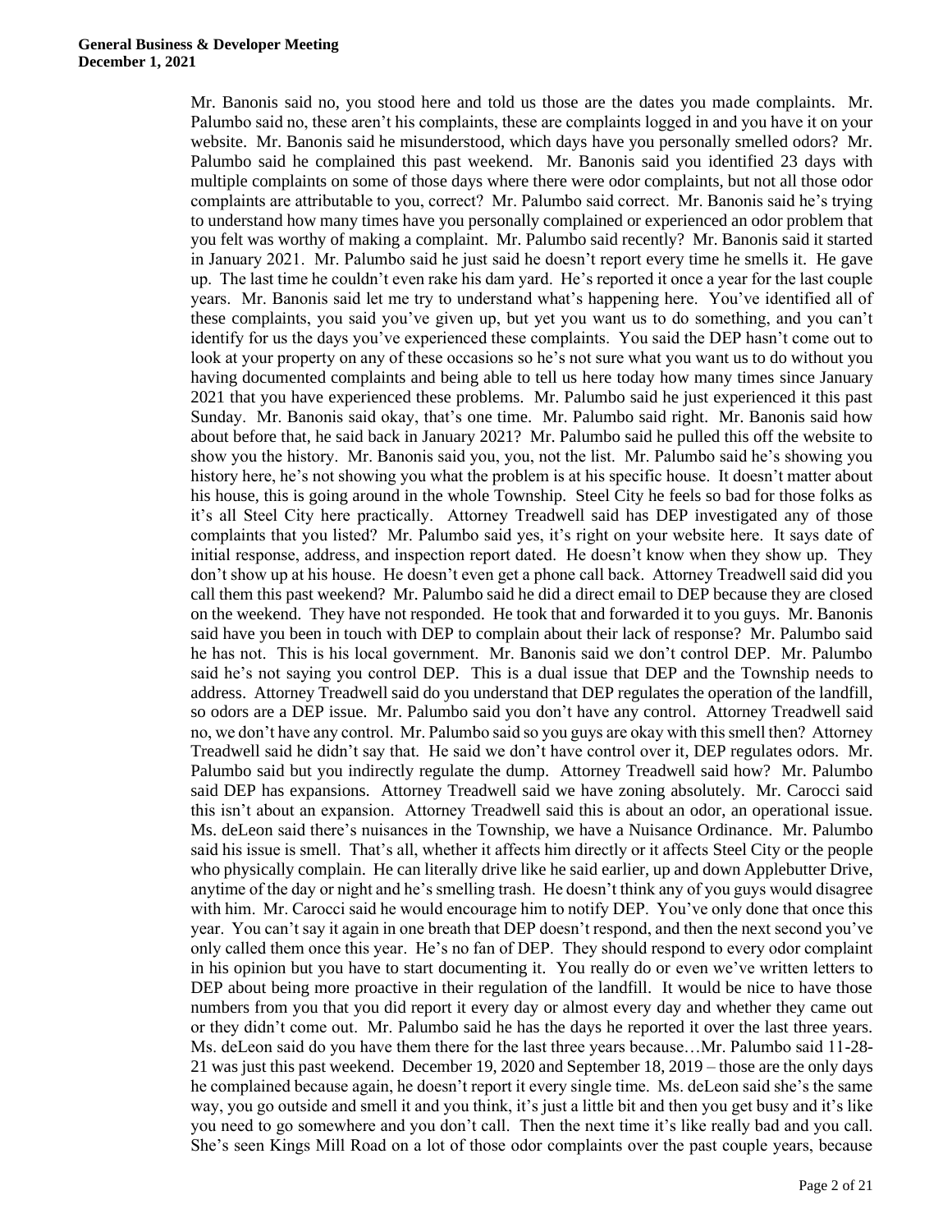Mr. Banonis said no, you stood here and told us those are the dates you made complaints. Mr. Palumbo said no, these aren't his complaints, these are complaints logged in and you have it on your website. Mr. Banonis said he misunderstood, which days have you personally smelled odors? Mr. Palumbo said he complained this past weekend. Mr. Banonis said you identified 23 days with multiple complaints on some of those days where there were odor complaints, but not all those odor complaints are attributable to you, correct? Mr. Palumbo said correct. Mr. Banonis said he's trying to understand how many times have you personally complained or experienced an odor problem that you felt was worthy of making a complaint. Mr. Palumbo said recently? Mr. Banonis said it started in January 2021. Mr. Palumbo said he just said he doesn't report every time he smells it. He gave up. The last time he couldn't even rake his dam yard. He's reported it once a year for the last couple years. Mr. Banonis said let me try to understand what's happening here. You've identified all of these complaints, you said you've given up, but yet you want us to do something, and you can't identify for us the days you've experienced these complaints. You said the DEP hasn't come out to look at your property on any of these occasions so he's not sure what you want us to do without you having documented complaints and being able to tell us here today how many times since January 2021 that you have experienced these problems. Mr. Palumbo said he just experienced it this past Sunday. Mr. Banonis said okay, that's one time. Mr. Palumbo said right. Mr. Banonis said how about before that, he said back in January 2021? Mr. Palumbo said he pulled this off the website to show you the history. Mr. Banonis said you, you, not the list. Mr. Palumbo said he's showing you history here, he's not showing you what the problem is at his specific house. It doesn't matter about his house, this is going around in the whole Township. Steel City he feels so bad for those folks as it's all Steel City here practically. Attorney Treadwell said has DEP investigated any of those complaints that you listed? Mr. Palumbo said yes, it's right on your website here. It says date of initial response, address, and inspection report dated. He doesn't know when they show up. They don't show up at his house. He doesn't even get a phone call back. Attorney Treadwell said did you call them this past weekend? Mr. Palumbo said he did a direct email to DEP because they are closed on the weekend. They have not responded. He took that and forwarded it to you guys. Mr. Banonis said have you been in touch with DEP to complain about their lack of response? Mr. Palumbo said he has not. This is his local government. Mr. Banonis said we don't control DEP. Mr. Palumbo said he's not saying you control DEP. This is a dual issue that DEP and the Township needs to address. Attorney Treadwell said do you understand that DEP regulates the operation of the landfill, so odors are a DEP issue. Mr. Palumbo said you don't have any control. Attorney Treadwell said no, we don't have any control. Mr. Palumbo said so you guys are okay with this smell then? Attorney Treadwell said he didn't say that. He said we don't have control over it, DEP regulates odors. Mr. Palumbo said but you indirectly regulate the dump. Attorney Treadwell said how? Mr. Palumbo said DEP has expansions. Attorney Treadwell said we have zoning absolutely. Mr. Carocci said this isn't about an expansion. Attorney Treadwell said this is about an odor, an operational issue. Ms. deLeon said there's nuisances in the Township, we have a Nuisance Ordinance. Mr. Palumbo said his issue is smell. That's all, whether it affects him directly or it affects Steel City or the people who physically complain. He can literally drive like he said earlier, up and down Applebutter Drive, anytime of the day or night and he's smelling trash. He doesn't think any of you guys would disagree with him. Mr. Carocci said he would encourage him to notify DEP. You've only done that once this year. You can't say it again in one breath that DEP doesn't respond, and then the next second you've only called them once this year. He's no fan of DEP. They should respond to every odor complaint in his opinion but you have to start documenting it. You really do or even we've written letters to DEP about being more proactive in their regulation of the landfill. It would be nice to have those numbers from you that you did report it every day or almost every day and whether they came out or they didn't come out. Mr. Palumbo said he has the days he reported it over the last three years. Ms. deLeon said do you have them there for the last three years because…Mr. Palumbo said 11-28-21 was just this past weekend. December 19, 2020 and September 18, 2019 – those are the only days he complained because again, he doesn't report it every single time. Ms. deLeon said she's the same way, you go outside and smell it and you think, it's just a little bit and then you get busy and it's like you need to go somewhere and you don't call. Then the next time it's like really bad and you call. She's seen Kings Mill Road on a lot of those odor complaints over the past couple years, because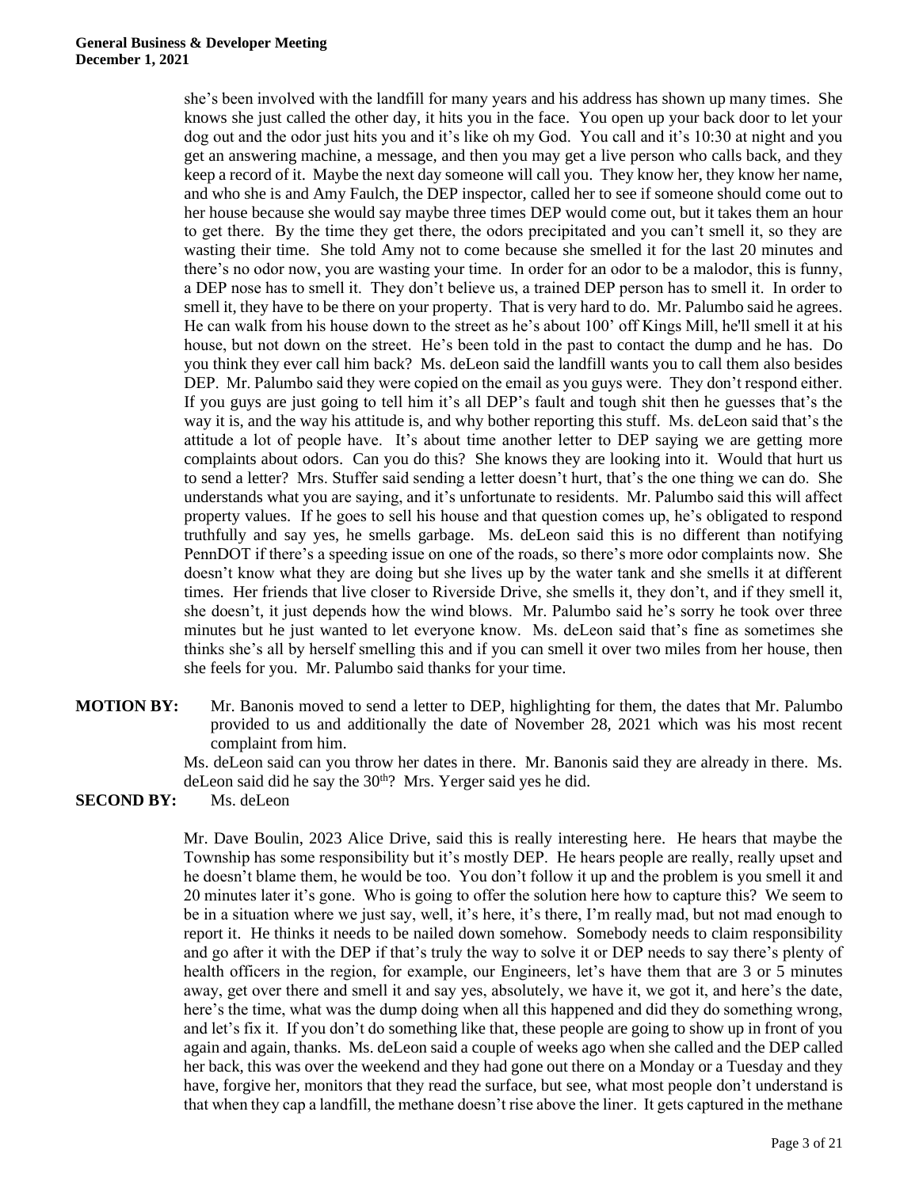she's been involved with the landfill for many years and his address has shown up many times. She knows she just called the other day, it hits you in the face. You open up your back door to let your dog out and the odor just hits you and it's like oh my God. You call and it's 10:30 at night and you get an answering machine, a message, and then you may get a live person who calls back, and they keep a record of it. Maybe the next day someone will call you. They know her, they know her name, and who she is and Amy Faulch, the DEP inspector, called her to see if someone should come out to her house because she would say maybe three times DEP would come out, but it takes them an hour to get there. By the time they get there, the odors precipitated and you can't smell it, so they are wasting their time. She told Amy not to come because she smelled it for the last 20 minutes and there's no odor now, you are wasting your time. In order for an odor to be a malodor, this is funny, a DEP nose has to smell it. They don't believe us, a trained DEP person has to smell it. In order to smell it, they have to be there on your property. That is very hard to do. Mr. Palumbo said he agrees. He can walk from his house down to the street as he's about 100' off Kings Mill, he'll smell it at his house, but not down on the street. He's been told in the past to contact the dump and he has. Do you think they ever call him back? Ms. deLeon said the landfill wants you to call them also besides DEP. Mr. Palumbo said they were copied on the email as you guys were. They don't respond either. If you guys are just going to tell him it's all DEP's fault and tough shit then he guesses that's the way it is, and the way his attitude is, and why bother reporting this stuff. Ms. deLeon said that's the attitude a lot of people have. It's about time another letter to DEP saying we are getting more complaints about odors. Can you do this? She knows they are looking into it. Would that hurt us to send a letter? Mrs. Stuffer said sending a letter doesn't hurt, that's the one thing we can do. She understands what you are saying, and it's unfortunate to residents. Mr. Palumbo said this will affect property values. If he goes to sell his house and that question comes up, he's obligated to respond truthfully and say yes, he smells garbage. Ms. deLeon said this is no different than notifying PennDOT if there's a speeding issue on one of the roads, so there's more odor complaints now. She doesn't know what they are doing but she lives up by the water tank and she smells it at different times. Her friends that live closer to Riverside Drive, she smells it, they don't, and if they smell it, she doesn't, it just depends how the wind blows. Mr. Palumbo said he's sorry he took over three minutes but he just wanted to let everyone know. Ms. deLeon said that's fine as sometimes she thinks she's all by herself smelling this and if you can smell it over two miles from her house, then she feels for you. Mr. Palumbo said thanks for your time.

**MOTION BY:** Mr. Banonis moved to send a letter to DEP, highlighting for them, the dates that Mr. Palumbo provided to us and additionally the date of November 28, 2021 which was his most recent complaint from him.

Ms. deLeon said can you throw her dates in there. Mr. Banonis said they are already in there. Ms. deLeon said did he say the 30th? Mrs. Yerger said yes he did.

**SECOND BY:** Ms. deLeon

Mr. Dave Boulin, 2023 Alice Drive, said this is really interesting here. He hears that maybe the Township has some responsibility but it's mostly DEP. He hears people are really, really upset and he doesn't blame them, he would be too. You don't follow it up and the problem is you smell it and 20 minutes later it's gone. Who is going to offer the solution here how to capture this? We seem to be in a situation where we just say, well, it's here, it's there, I'm really mad, but not mad enough to report it. He thinks it needs to be nailed down somehow. Somebody needs to claim responsibility and go after it with the DEP if that's truly the way to solve it or DEP needs to say there's plenty of health officers in the region, for example, our Engineers, let's have them that are 3 or 5 minutes away, get over there and smell it and say yes, absolutely, we have it, we got it, and here's the date, here's the time, what was the dump doing when all this happened and did they do something wrong, and let's fix it. If you don't do something like that, these people are going to show up in front of you again and again, thanks. Ms. deLeon said a couple of weeks ago when she called and the DEP called her back, this was over the weekend and they had gone out there on a Monday or a Tuesday and they have, forgive her, monitors that they read the surface, but see, what most people don't understand is that when they cap a landfill, the methane doesn't rise above the liner. It gets captured in the methane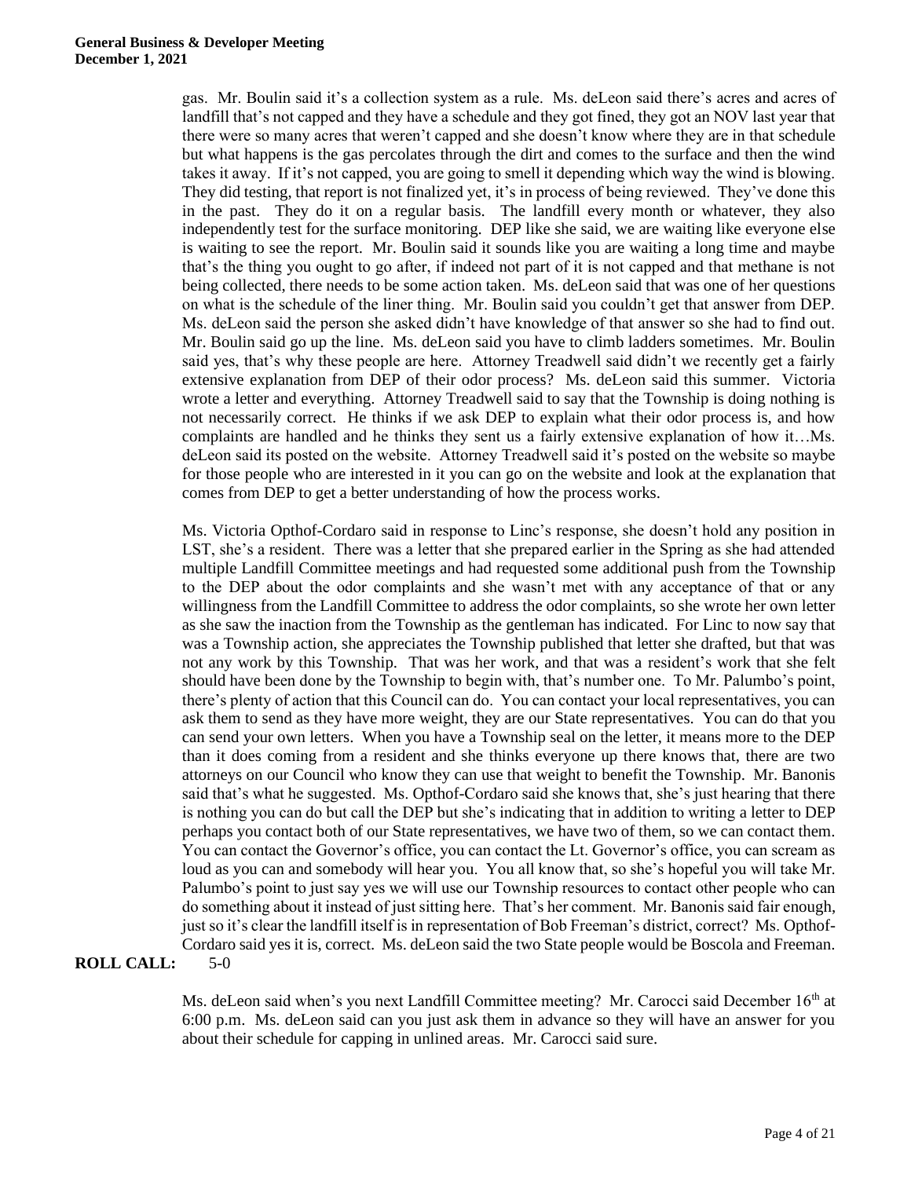gas. Mr. Boulin said it's a collection system as a rule. Ms. deLeon said there's acres and acres of landfill that's not capped and they have a schedule and they got fined, they got an NOV last year that there were so many acres that weren't capped and she doesn't know where they are in that schedule but what happens is the gas percolates through the dirt and comes to the surface and then the wind takes it away. If it's not capped, you are going to smell it depending which way the wind is blowing. They did testing, that report is not finalized yet, it's in process of being reviewed. They've done this in the past. They do it on a regular basis. The landfill every month or whatever, they also independently test for the surface monitoring. DEP like she said, we are waiting like everyone else is waiting to see the report. Mr. Boulin said it sounds like you are waiting a long time and maybe that's the thing you ought to go after, if indeed not part of it is not capped and that methane is not being collected, there needs to be some action taken. Ms. deLeon said that was one of her questions on what is the schedule of the liner thing. Mr. Boulin said you couldn't get that answer from DEP. Ms. deLeon said the person she asked didn't have knowledge of that answer so she had to find out. Mr. Boulin said go up the line. Ms. deLeon said you have to climb ladders sometimes. Mr. Boulin said yes, that's why these people are here. Attorney Treadwell said didn't we recently get a fairly extensive explanation from DEP of their odor process? Ms. deLeon said this summer. Victoria wrote a letter and everything. Attorney Treadwell said to say that the Township is doing nothing is not necessarily correct. He thinks if we ask DEP to explain what their odor process is, and how complaints are handled and he thinks they sent us a fairly extensive explanation of how it…Ms. deLeon said its posted on the website. Attorney Treadwell said it's posted on the website so maybe for those people who are interested in it you can go on the website and look at the explanation that comes from DEP to get a better understanding of how the process works.

Ms. Victoria Opthof-Cordaro said in response to Linc's response, she doesn't hold any position in LST, she's a resident. There was a letter that she prepared earlier in the Spring as she had attended multiple Landfill Committee meetings and had requested some additional push from the Township to the DEP about the odor complaints and she wasn't met with any acceptance of that or any willingness from the Landfill Committee to address the odor complaints, so she wrote her own letter as she saw the inaction from the Township as the gentleman has indicated. For Linc to now say that was a Township action, she appreciates the Township published that letter she drafted, but that was not any work by this Township. That was her work, and that was a resident's work that she felt should have been done by the Township to begin with, that's number one. To Mr. Palumbo's point, there's plenty of action that this Council can do. You can contact your local representatives, you can ask them to send as they have more weight, they are our State representatives. You can do that you can send your own letters. When you have a Township seal on the letter, it means more to the DEP than it does coming from a resident and she thinks everyone up there knows that, there are two attorneys on our Council who know they can use that weight to benefit the Township. Mr. Banonis said that's what he suggested. Ms. Opthof-Cordaro said she knows that, she's just hearing that there is nothing you can do but call the DEP but she's indicating that in addition to writing a letter to DEP perhaps you contact both of our State representatives, we have two of them, so we can contact them. You can contact the Governor's office, you can contact the Lt. Governor's office, you can scream as loud as you can and somebody will hear you. You all know that, so she's hopeful you will take Mr. Palumbo's point to just say yes we will use our Township resources to contact other people who can do something about it instead of just sitting here. That's her comment. Mr. Banonis said fair enough, just so it's clear the landfill itself is in representation of Bob Freeman's district, correct? Ms. Opthof-Cordaro said yes it is, correct. Ms. deLeon said the two State people would be Boscola and Freeman.

**ROLL CALL:** 5-0

Ms. deLeon said when's you next Landfill Committee meeting? Mr. Carocci said December 16th at 6:00 p.m. Ms. deLeon said can you just ask them in advance so they will have an answer for you about their schedule for capping in unlined areas. Mr. Carocci said sure.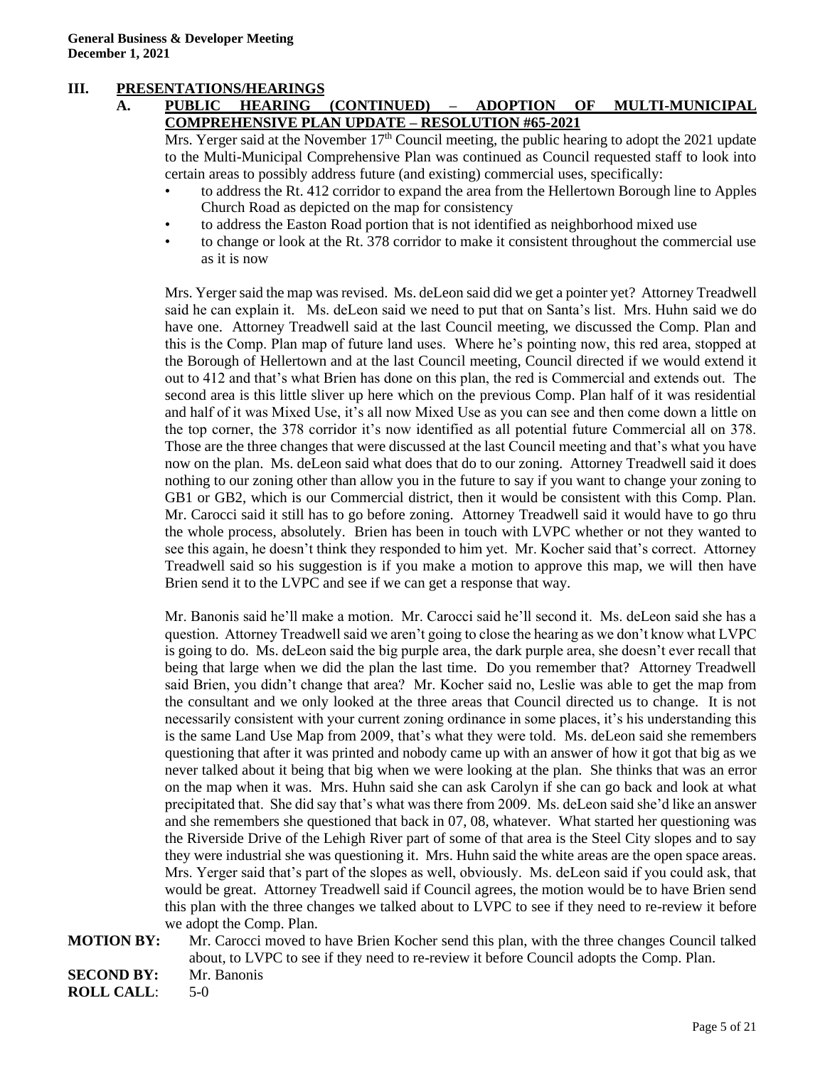## III. PRESENTATIONS/HEARINGS

### A. PUBLIC HEARING (CONTINUED) – ADOPTION OF MULTI-MUNICIPAL COMPREHENSIVE PLAN UPDATE – RESOLUTION #65-2021

Mrs. Yerger said at the November 17th Council meeting, the public hearing to adopt the 2021 update to the Multi-Municipal Comprehensive Plan was continued as Council requested staff to look into certain areas to possibly address future (and existing) commercial uses, specifically:

- to address the Rt. 412 corridor to expand the area from the Hellertown Borough line to Apples Church Road as depicted on the map for consistency
- to address the Easton Road portion that is not identified as neighborhood mixed use
- to change or look at the Rt. 378 corridor to make it consistent throughout the commercial use as it is now

Mrs. Yerger said the map was revised. Ms. deLeon said did we get a pointer yet? Attorney Treadwell said he can explain it. Ms. deLeon said we need to put that on Santa's list. Mrs. Huhn said we do have one. Attorney Treadwell said at the last Council meeting, we discussed the Comp. Plan and this is the Comp. Plan map of future land uses. Where he's pointing now, this red area, stopped at the Borough of Hellertown and at the last Council meeting, Council directed if we would extend it out to 412 and that's what Brien has done on this plan, the red is Commercial and extends out. The second area is this little sliver up here which on the previous Comp. Plan half of it was residential and half of it was Mixed Use, it's all now Mixed Use as you can see and then come down a little on the top corner, the 378 corridor it's now identified as all potential future Commercial all on 378. Those are the three changes that were discussed at the last Council meeting and that's what you have now on the plan. Ms. deLeon said what does that do to our zoning. Attorney Treadwell said it does nothing to our zoning other than allow you in the future to say if you want to change your zoning to GB1 or GB2, which is our Commercial district, then it would be consistent with this Comp. Plan. Mr. Carocci said it still has to go before zoning. Attorney Treadwell said it would have to go thru the whole process, absolutely. Brien has been in touch with LVPC whether or not they wanted to see this again, he doesn't think they responded to him yet. Mr. Kocher said that's correct. Attorney Treadwell said so his suggestion is if you make a motion to approve this map, we will then have Brien send it to the LVPC and see if we can get a response that way.

Mr. Banonis said he'll make a motion. Mr. Carocci said he'll second it. Ms. deLeon said she has a question. Attorney Treadwell said we aren't going to close the hearing as we don't know what LVPC is going to do. Ms. deLeon said the big purple area, the dark purple area, she doesn't ever recall that being that large when we did the plan the last time. Do you remember that? Attorney Treadwell said Brien, you didn't change that area? Mr. Kocher said no, Leslie was able to get the map from the consultant and we only looked at the three areas that Council directed us to change. It is not necessarily consistent with your current zoning ordinance in some places, it's his understanding this is the same Land Use Map from 2009, that's what they were told. Ms. deLeon said she remembers questioning that after it was printed and nobody came up with an answer of how it got that big as we never talked about it being that big when we were looking at the plan. She thinks that was an error on the map when it was. Mrs. Huhn said she can ask Carolyn if she can go back and look at what precipitated that. She did say that's what was there from 2009. Ms. deLeon said she'd like an answer and she remembers she questioned that back in 07, 08, whatever. What started her questioning was the Riverside Drive of the Lehigh River part of some of that area is the Steel City slopes and to say they were industrial she was questioning it. Mrs. Huhn said the white areas are the open space areas. Mrs. Yerger said that's part of the slopes as well, obviously. Ms. deLeon said if you could ask, that would be great. Attorney Treadwell said if Council agrees, the motion would be to have Brien send this plan with the three changes we talked about to LVPC to see if they need to re-review it before we adopt the Comp. Plan.

**MOTION BY:** Mr. Carocci moved to have Brien Kocher send this plan, with the three changes Council talked about, to LVPC to see if they need to re-review it before Council adopts the Comp. Plan.

**SECOND BY:** Mr. Banonis

**ROLL CALL**: 5-0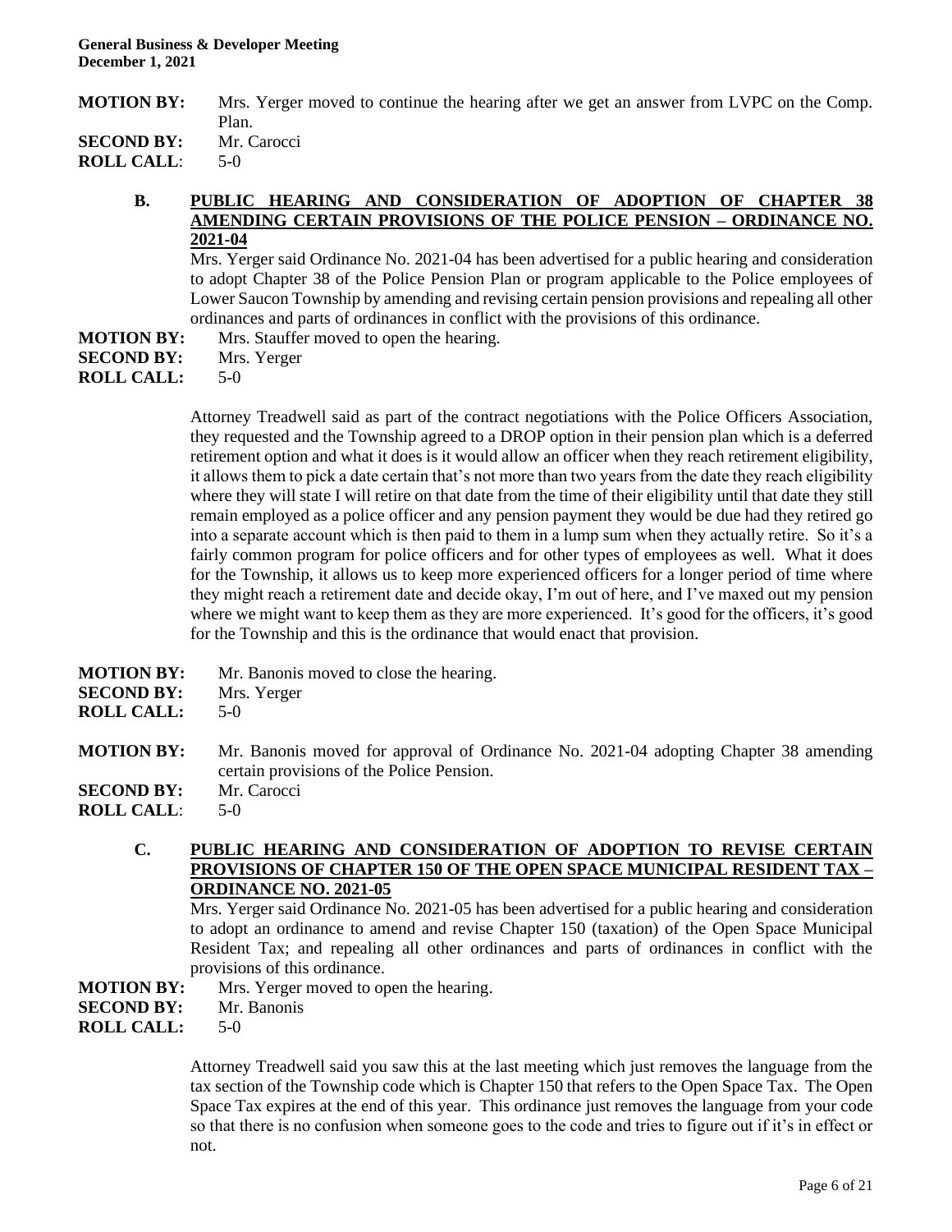**MOTION BY:** Mrs. Yerger moved to continue the hearing after we get an answer from LVPC on the Comp. Plan.
**SECOND BY:** Mr. Carocci
**ROLL CALL:** 5-0

### B. PUBLIC HEARING AND CONSIDERATION OF ADOPTION OF CHAPTER 38 AMENDING CERTAIN PROVISIONS OF THE POLICE PENSION – ORDINANCE NO. 2021-04

Mrs. Yerger said Ordinance No. 2021-04 has been advertised for a public hearing and consideration to adopt Chapter 38 of the Police Pension Plan or program applicable to the Police employees of Lower Saucon Township by amending and revising certain pension provisions and repealing all other ordinances and parts of ordinances in conflict with the provisions of this ordinance.

**MOTION BY:** Mrs. Stauffer moved to open the hearing.
**SECOND BY:** Mrs. Yerger
**ROLL CALL:** 5-0

Attorney Treadwell said as part of the contract negotiations with the Police Officers Association, they requested and the Township agreed to a DROP option in their pension plan which is a deferred retirement option and what it does is it would allow an officer when they reach retirement eligibility, it allows them to pick a date certain that's not more than two years from the date they reach eligibility where they will state I will retire on that date from the time of their eligibility until that date they still remain employed as a police officer and any pension payment they would be due had they retired go into a separate account which is then paid to them in a lump sum when they actually retire. So it's a fairly common program for police officers and for other types of employees as well. What it does for the Township, it allows us to keep more experienced officers for a longer period of time where they might reach a retirement date and decide okay, I'm out of here, and I've maxed out my pension where we might want to keep them as they are more experienced. It's good for the officers, it's good for the Township and this is the ordinance that would enact that provision.

**MOTION BY:** Mr. Banonis moved to close the hearing.
**SECOND BY:** Mrs. Yerger
**ROLL CALL:** 5-0

**MOTION BY:** Mr. Banonis moved for approval of Ordinance No. 2021-04 adopting Chapter 38 amending certain provisions of the Police Pension.
**SECOND BY:** Mr. Carocci
**ROLL CALL:** 5-0

### C. PUBLIC HEARING AND CONSIDERATION OF ADOPTION TO REVISE CERTAIN PROVISIONS OF CHAPTER 150 OF THE OPEN SPACE MUNICIPAL RESIDENT TAX – ORDINANCE NO. 2021-05

Mrs. Yerger said Ordinance No. 2021-05 has been advertised for a public hearing and consideration to adopt an ordinance to amend and revise Chapter 150 (taxation) of the Open Space Municipal Resident Tax; and repealing all other ordinances and parts of ordinances in conflict with the provisions of this ordinance.

**MOTION BY:** Mrs. Yerger moved to open the hearing.
**SECOND BY:** Mr. Banonis
**ROLL CALL:** 5-0

Attorney Treadwell said you saw this at the last meeting which just removes the language from the tax section of the Township code which is Chapter 150 that refers to the Open Space Tax. The Open Space Tax expires at the end of this year. This ordinance just removes the language from your code so that there is no confusion when someone goes to the code and tries to figure out if it's in effect or not.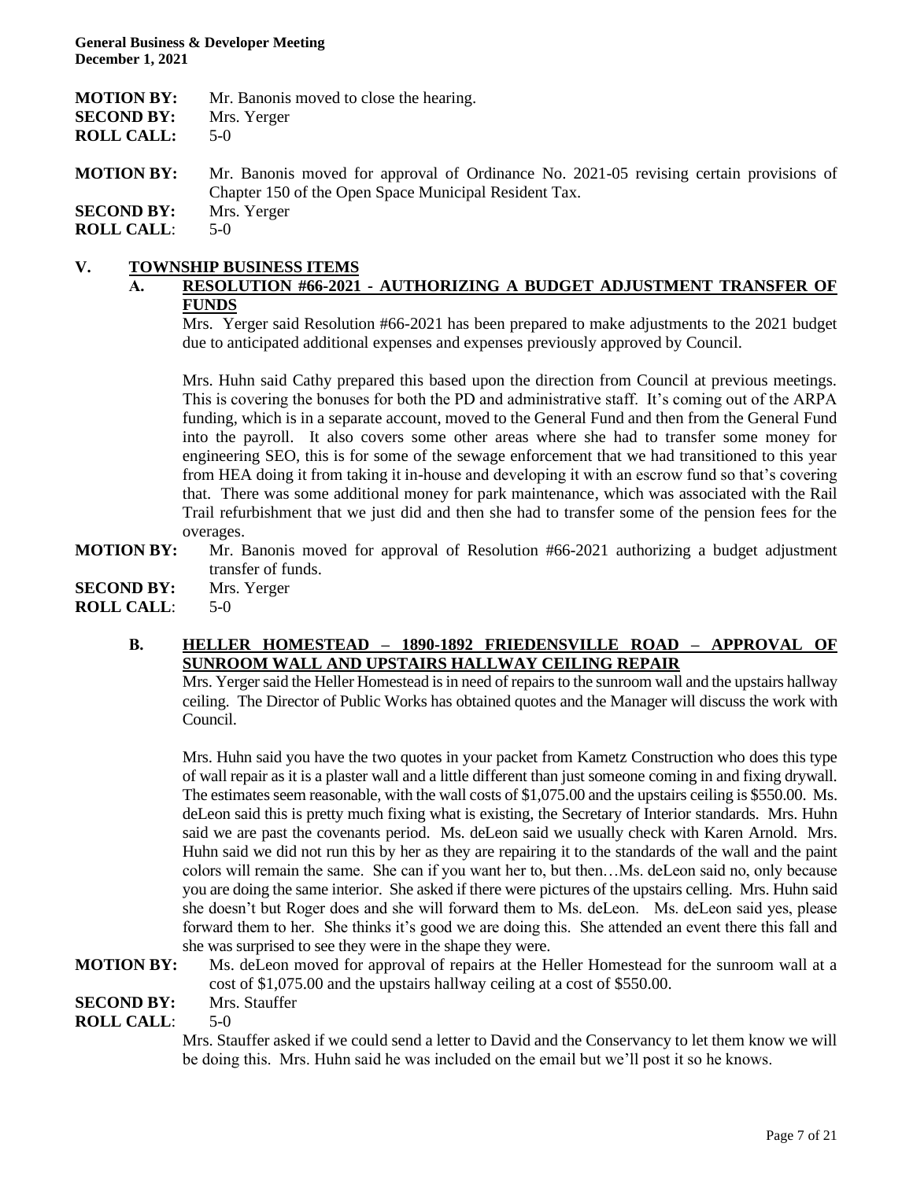**MOTION BY:** Mr. Banonis moved to close the hearing.
**SECOND BY:** Mrs. Yerger
**ROLL CALL:** 5-0

**MOTION BY:** Mr. Banonis moved for approval of Ordinance No. 2021-05 revising certain provisions of Chapter 150 of the Open Space Municipal Resident Tax.
**SECOND BY:** Mrs. Yerger
**ROLL CALL**: 5-0

## V. TOWNSHIP BUSINESS ITEMS

### A. RESOLUTION #66-2021 - AUTHORIZING A BUDGET ADJUSTMENT TRANSFER OF FUNDS

Mrs. Yerger said Resolution #66-2021 has been prepared to make adjustments to the 2021 budget due to anticipated additional expenses and expenses previously approved by Council.

Mrs. Huhn said Cathy prepared this based upon the direction from Council at previous meetings. This is covering the bonuses for both the PD and administrative staff. It's coming out of the ARPA funding, which is in a separate account, moved to the General Fund and then from the General Fund into the payroll. It also covers some other areas where she had to transfer some money for engineering SEO, this is for some of the sewage enforcement that we had transitioned to this year from HEA doing it from taking it in-house and developing it with an escrow fund so that's covering that. There was some additional money for park maintenance, which was associated with the Rail Trail refurbishment that we just did and then she had to transfer some of the pension fees for the overages.

**MOTION BY:** Mr. Banonis moved for approval of Resolution #66-2021 authorizing a budget adjustment transfer of funds.
**SECOND BY:** Mrs. Yerger
**ROLL CALL**: 5-0

### B. HELLER HOMESTEAD – 1890-1892 FRIEDENSVILLE ROAD – APPROVAL OF SUNROOM WALL AND UPSTAIRS HALLWAY CEILING REPAIR

Mrs. Yerger said the Heller Homestead is in need of repairs to the sunroom wall and the upstairs hallway ceiling. The Director of Public Works has obtained quotes and the Manager will discuss the work with Council.

Mrs. Huhn said you have the two quotes in your packet from Kametz Construction who does this type of wall repair as it is a plaster wall and a little different than just someone coming in and fixing drywall. The estimates seem reasonable, with the wall costs of $1,075.00 and the upstairs ceiling is $550.00. Ms. deLeon said this is pretty much fixing what is existing, the Secretary of Interior standards. Mrs. Huhn said we are past the covenants period. Ms. deLeon said we usually check with Karen Arnold. Mrs. Huhn said we did not run this by her as they are repairing it to the standards of the wall and the paint colors will remain the same. She can if you want her to, but then…Ms. deLeon said no, only because you are doing the same interior. She asked if there were pictures of the upstairs celling. Mrs. Huhn said she doesn't but Roger does and she will forward them to Ms. deLeon. Ms. deLeon said yes, please forward them to her. She thinks it's good we are doing this. She attended an event there this fall and she was surprised to see they were in the shape they were.

**MOTION BY:** Ms. deLeon moved for approval of repairs at the Heller Homestead for the sunroom wall at a cost of $1,075.00 and the upstairs hallway ceiling at a cost of $550.00.
**SECOND BY:** Mrs. Stauffer
**ROLL CALL**: 5-0

Mrs. Stauffer asked if we could send a letter to David and the Conservancy to let them know we will be doing this. Mrs. Huhn said he was included on the email but we'll post it so he knows.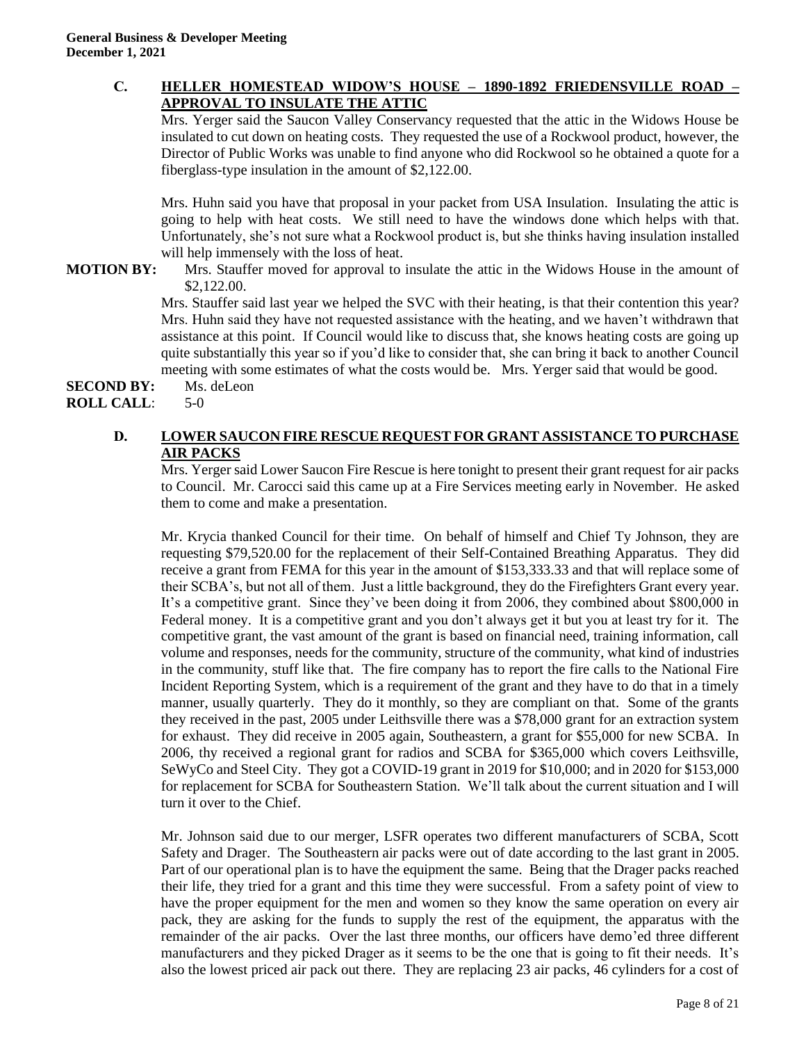**General Business & Developer Meeting**
**December 1, 2021**

**C. HELLER HOMESTEAD WIDOW'S HOUSE – 1890-1892 FRIEDENSVILLE ROAD – APPROVAL TO INSULATE THE ATTIC**

Mrs. Yerger said the Saucon Valley Conservancy requested that the attic in the Widows House be insulated to cut down on heating costs. They requested the use of a Rockwool product, however, the Director of Public Works was unable to find anyone who did Rockwool so he obtained a quote for a fiberglass-type insulation in the amount of $2,122.00.

Mrs. Huhn said you have that proposal in your packet from USA Insulation. Insulating the attic is going to help with heat costs. We still need to have the windows done which helps with that. Unfortunately, she's not sure what a Rockwool product is, but she thinks having insulation installed will help immensely with the loss of heat.

**MOTION BY:** Mrs. Stauffer moved for approval to insulate the attic in the Widows House in the amount of $2,122.00.

Mrs. Stauffer said last year we helped the SVC with their heating, is that their contention this year? Mrs. Huhn said they have not requested assistance with the heating, and we haven't withdrawn that assistance at this point. If Council would like to discuss that, she knows heating costs are going up quite substantially this year so if you'd like to consider that, she can bring it back to another Council meeting with some estimates of what the costs would be. Mrs. Yerger said that would be good.

**SECOND BY:** Ms. deLeon

**ROLL CALL**: 5-0

**D. LOWER SAUCON FIRE RESCUE REQUEST FOR GRANT ASSISTANCE TO PURCHASE AIR PACKS**

Mrs. Yerger said Lower Saucon Fire Rescue is here tonight to present their grant request for air packs to Council. Mr. Carocci said this came up at a Fire Services meeting early in November. He asked them to come and make a presentation.

Mr. Krycia thanked Council for their time. On behalf of himself and Chief Ty Johnson, they are requesting $79,520.00 for the replacement of their Self-Contained Breathing Apparatus. They did receive a grant from FEMA for this year in the amount of $153,333.33 and that will replace some of their SCBA's, but not all of them. Just a little background, they do the Firefighters Grant every year. It's a competitive grant. Since they've been doing it from 2006, they combined about $800,000 in Federal money. It is a competitive grant and you don't always get it but you at least try for it. The competitive grant, the vast amount of the grant is based on financial need, training information, call volume and responses, needs for the community, structure of the community, what kind of industries in the community, stuff like that. The fire company has to report the fire calls to the National Fire Incident Reporting System, which is a requirement of the grant and they have to do that in a timely manner, usually quarterly. They do it monthly, so they are compliant on that. Some of the grants they received in the past, 2005 under Leithsville there was a $78,000 grant for an extraction system for exhaust. They did receive in 2005 again, Southeastern, a grant for $55,000 for new SCBA. In 2006, thy received a regional grant for radios and SCBA for $365,000 which covers Leithsville, SeWyCo and Steel City. They got a COVID-19 grant in 2019 for $10,000; and in 2020 for $153,000 for replacement for SCBA for Southeastern Station. We'll talk about the current situation and I will turn it over to the Chief.

Mr. Johnson said due to our merger, LSFR operates two different manufacturers of SCBA, Scott Safety and Drager. The Southeastern air packs were out of date according to the last grant in 2005. Part of our operational plan is to have the equipment the same. Being that the Drager packs reached their life, they tried for a grant and this time they were successful. From a safety point of view to have the proper equipment for the men and women so they know the same operation on every air pack, they are asking for the funds to supply the rest of the equipment, the apparatus with the remainder of the air packs. Over the last three months, our officers have demo'ed three different manufacturers and they picked Drager as it seems to be the one that is going to fit their needs. It's also the lowest priced air pack out there. They are replacing 23 air packs, 46 cylinders for a cost of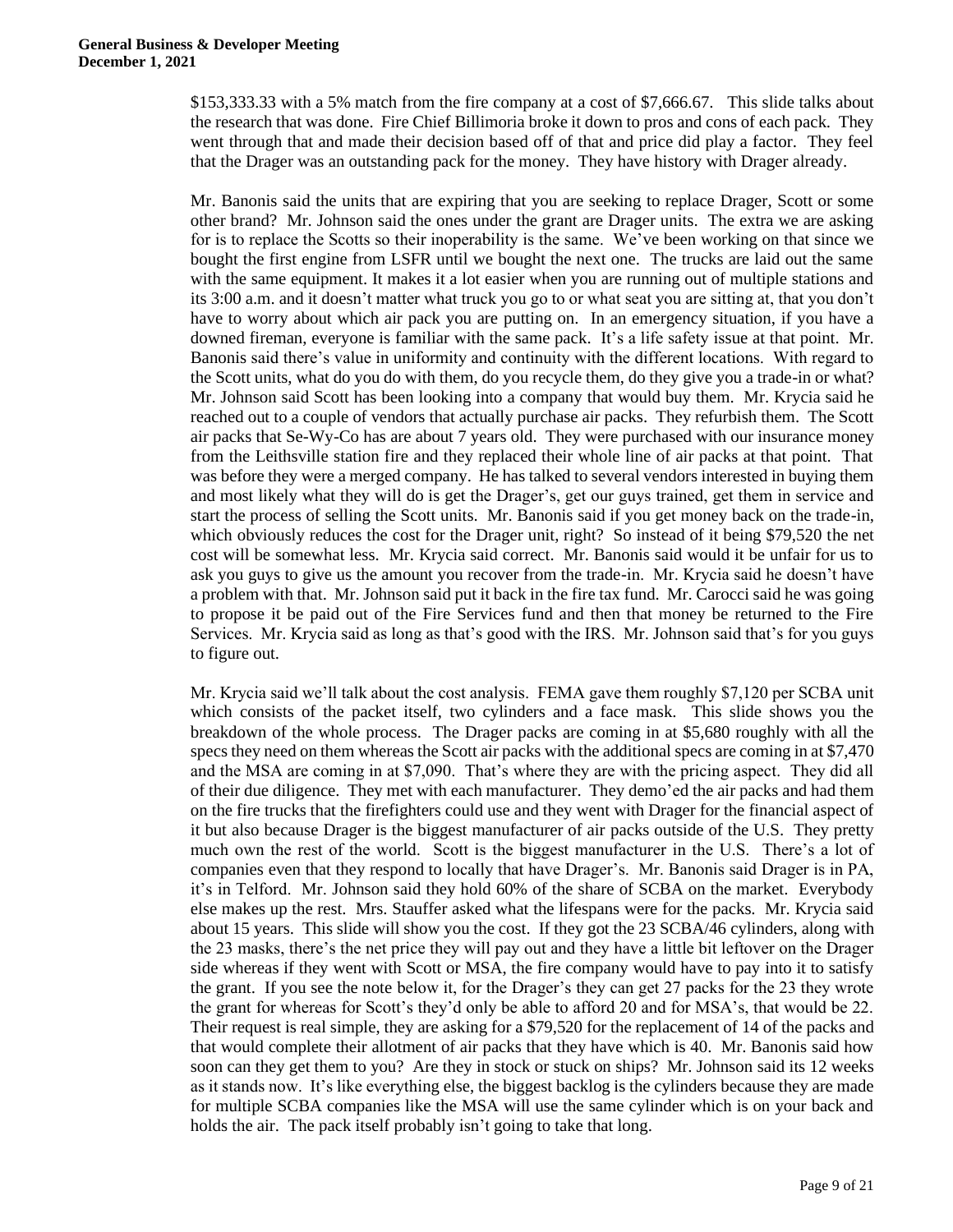$153,333.33 with a 5% match from the fire company at a cost of $7,666.67. This slide talks about the research that was done. Fire Chief Billimoria broke it down to pros and cons of each pack. They went through that and made their decision based off of that and price did play a factor. They feel that the Drager was an outstanding pack for the money. They have history with Drager already.

Mr. Banonis said the units that are expiring that you are seeking to replace Drager, Scott or some other brand? Mr. Johnson said the ones under the grant are Drager units. The extra we are asking for is to replace the Scotts so their inoperability is the same. We've been working on that since we bought the first engine from LSFR until we bought the next one. The trucks are laid out the same with the same equipment. It makes it a lot easier when you are running out of multiple stations and its 3:00 a.m. and it doesn't matter what truck you go to or what seat you are sitting at, that you don't have to worry about which air pack you are putting on. In an emergency situation, if you have a downed fireman, everyone is familiar with the same pack. It's a life safety issue at that point. Mr. Banonis said there's value in uniformity and continuity with the different locations. With regard to the Scott units, what do you do with them, do you recycle them, do they give you a trade-in or what? Mr. Johnson said Scott has been looking into a company that would buy them. Mr. Krycia said he reached out to a couple of vendors that actually purchase air packs. They refurbish them. The Scott air packs that Se-Wy-Co has are about 7 years old. They were purchased with our insurance money from the Leithsville station fire and they replaced their whole line of air packs at that point. That was before they were a merged company. He has talked to several vendors interested in buying them and most likely what they will do is get the Drager's, get our guys trained, get them in service and start the process of selling the Scott units. Mr. Banonis said if you get money back on the trade-in, which obviously reduces the cost for the Drager unit, right? So instead of it being $79,520 the net cost will be somewhat less. Mr. Krycia said correct. Mr. Banonis said would it be unfair for us to ask you guys to give us the amount you recover from the trade-in. Mr. Krycia said he doesn't have a problem with that. Mr. Johnson said put it back in the fire tax fund. Mr. Carocci said he was going to propose it be paid out of the Fire Services fund and then that money be returned to the Fire Services. Mr. Krycia said as long as that's good with the IRS. Mr. Johnson said that's for you guys to figure out.

Mr. Krycia said we'll talk about the cost analysis. FEMA gave them roughly $7,120 per SCBA unit which consists of the packet itself, two cylinders and a face mask. This slide shows you the breakdown of the whole process. The Drager packs are coming in at $5,680 roughly with all the specs they need on them whereas the Scott air packs with the additional specs are coming in at $7,470 and the MSA are coming in at $7,090. That's where they are with the pricing aspect. They did all of their due diligence. They met with each manufacturer. They demo'ed the air packs and had them on the fire trucks that the firefighters could use and they went with Drager for the financial aspect of it but also because Drager is the biggest manufacturer of air packs outside of the U.S. They pretty much own the rest of the world. Scott is the biggest manufacturer in the U.S. There's a lot of companies even that they respond to locally that have Drager's. Mr. Banonis said Drager is in PA, it's in Telford. Mr. Johnson said they hold 60% of the share of SCBA on the market. Everybody else makes up the rest. Mrs. Stauffer asked what the lifespans were for the packs. Mr. Krycia said about 15 years. This slide will show you the cost. If they got the 23 SCBA/46 cylinders, along with the 23 masks, there's the net price they will pay out and they have a little bit leftover on the Drager side whereas if they went with Scott or MSA, the fire company would have to pay into it to satisfy the grant. If you see the note below it, for the Drager's they can get 27 packs for the 23 they wrote the grant for whereas for Scott's they'd only be able to afford 20 and for MSA's, that would be 22. Their request is real simple, they are asking for a $79,520 for the replacement of 14 of the packs and that would complete their allotment of air packs that they have which is 40. Mr. Banonis said how soon can they get them to you? Are they in stock or stuck on ships? Mr. Johnson said its 12 weeks as it stands now. It's like everything else, the biggest backlog is the cylinders because they are made for multiple SCBA companies like the MSA will use the same cylinder which is on your back and holds the air. The pack itself probably isn't going to take that long.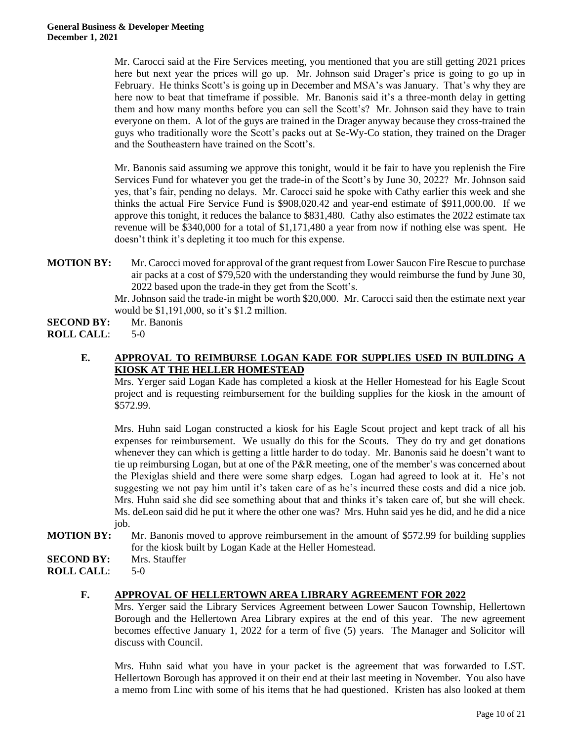Mr. Carocci said at the Fire Services meeting, you mentioned that you are still getting 2021 prices here but next year the prices will go up. Mr. Johnson said Drager's price is going to go up in February. He thinks Scott's is going up in December and MSA's was January. That's why they are here now to beat that timeframe if possible. Mr. Banonis said it's a three-month delay in getting them and how many months before you can sell the Scott's? Mr. Johnson said they have to train everyone on them. A lot of the guys are trained in the Drager anyway because they cross-trained the guys who traditionally wore the Scott's packs out at Se-Wy-Co station, they trained on the Drager and the Southeastern have trained on the Scott's.

Mr. Banonis said assuming we approve this tonight, would it be fair to have you replenish the Fire Services Fund for whatever you get the trade-in of the Scott's by June 30, 2022? Mr. Johnson said yes, that's fair, pending no delays. Mr. Carocci said he spoke with Cathy earlier this week and she thinks the actual Fire Service Fund is $908,020.42 and year-end estimate of $911,000.00. If we approve this tonight, it reduces the balance to $831,480. Cathy also estimates the 2022 estimate tax revenue will be $340,000 for a total of $1,171,480 a year from now if nothing else was spent. He doesn't think it's depleting it too much for this expense.

**MOTION BY:** Mr. Carocci moved for approval of the grant request from Lower Saucon Fire Rescue to purchase air packs at a cost of $79,520 with the understanding they would reimburse the fund by June 30, 2022 based upon the trade-in they get from the Scott's.
Mr. Johnson said the trade-in might be worth $20,000. Mr. Carocci said then the estimate next year would be $1,191,000, so it's $1.2 million.

**SECOND BY:** Mr. Banonis

**ROLL CALL:** 5-0

## E. APPROVAL TO REIMBURSE LOGAN KADE FOR SUPPLIES USED IN BUILDING A KIOSK AT THE HELLER HOMESTEAD

Mrs. Yerger said Logan Kade has completed a kiosk at the Heller Homestead for his Eagle Scout project and is requesting reimbursement for the building supplies for the kiosk in the amount of $572.99.

Mrs. Huhn said Logan constructed a kiosk for his Eagle Scout project and kept track of all his expenses for reimbursement. We usually do this for the Scouts. They do try and get donations whenever they can which is getting a little harder to do today. Mr. Banonis said he doesn't want to tie up reimbursing Logan, but at one of the P&R meeting, one of the member's was concerned about the Plexiglas shield and there were some sharp edges. Logan had agreed to look at it. He's not suggesting we not pay him until it's taken care of as he's incurred these costs and did a nice job. Mrs. Huhn said she did see something about that and thinks it's taken care of, but she will check. Ms. deLeon said did he put it where the other one was? Mrs. Huhn said yes he did, and he did a nice job.

**MOTION BY:** Mr. Banonis moved to approve reimbursement in the amount of $572.99 for building supplies for the kiosk built by Logan Kade at the Heller Homestead.

**SECOND BY:** Mrs. Stauffer

**ROLL CALL:** 5-0

## F. APPROVAL OF HELLERTOWN AREA LIBRARY AGREEMENT FOR 2022

Mrs. Yerger said the Library Services Agreement between Lower Saucon Township, Hellertown Borough and the Hellertown Area Library expires at the end of this year. The new agreement becomes effective January 1, 2022 for a term of five (5) years. The Manager and Solicitor will discuss with Council.

Mrs. Huhn said what you have in your packet is the agreement that was forwarded to LST. Hellertown Borough has approved it on their end at their last meeting in November. You also have a memo from Linc with some of his items that he had questioned. Kristen has also looked at them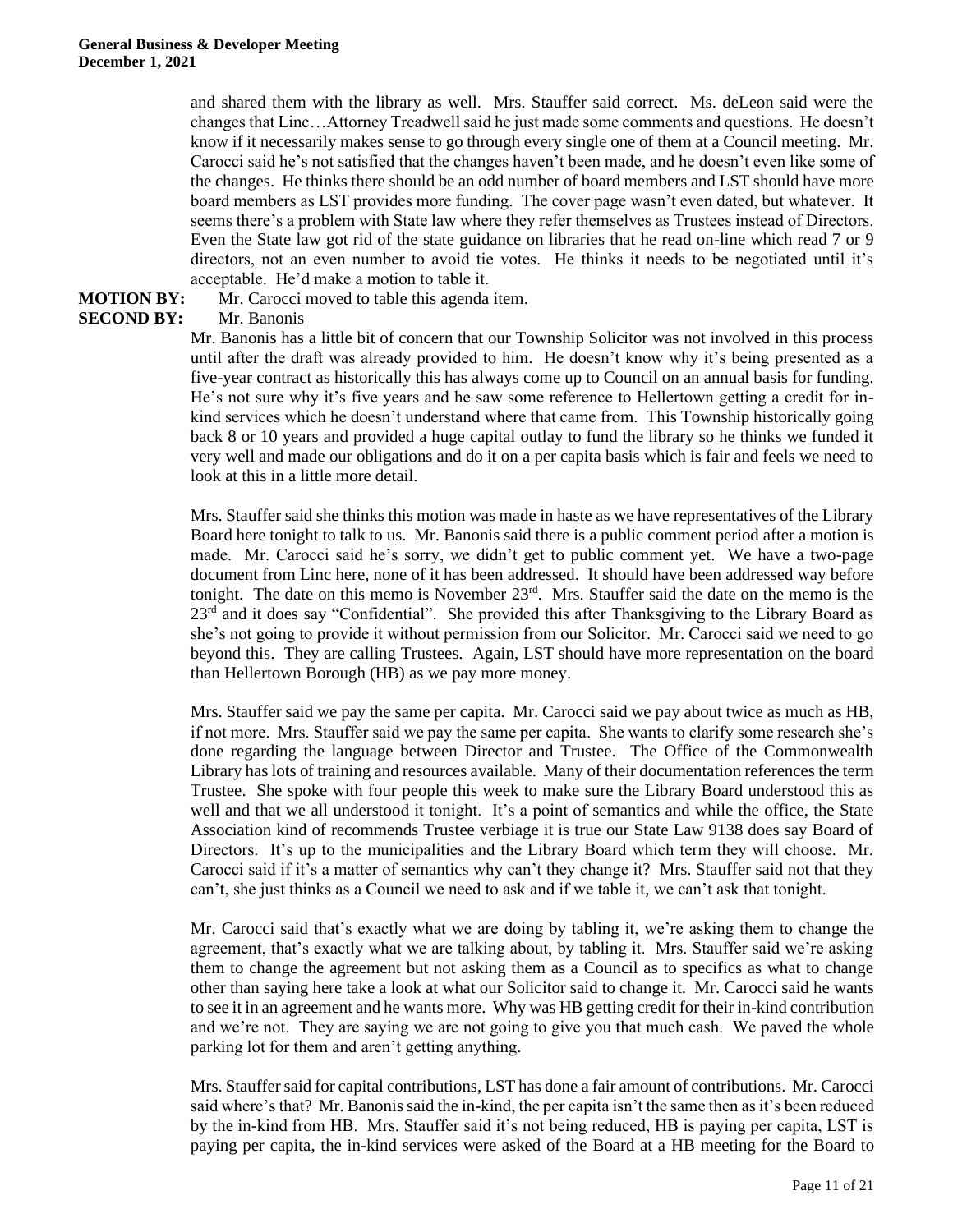and shared them with the library as well. Mrs. Stauffer said correct. Ms. deLeon said were the changes that Linc…Attorney Treadwell said he just made some comments and questions. He doesn't know if it necessarily makes sense to go through every single one of them at a Council meeting. Mr. Carocci said he's not satisfied that the changes haven't been made, and he doesn't even like some of the changes. He thinks there should be an odd number of board members and LST should have more board members as LST provides more funding. The cover page wasn't even dated, but whatever. It seems there's a problem with State law where they refer themselves as Trustees instead of Directors. Even the State law got rid of the state guidance on libraries that he read on-line which read 7 or 9 directors, not an even number to avoid tie votes. He thinks it needs to be negotiated until it's acceptable. He'd make a motion to table it.

**MOTION BY:** Mr. Carocci moved to table this agenda item.

**SECOND BY:** Mr. Banonis

Mr. Banonis has a little bit of concern that our Township Solicitor was not involved in this process until after the draft was already provided to him. He doesn't know why it's being presented as a five-year contract as historically this has always come up to Council on an annual basis for funding. He's not sure why it's five years and he saw some reference to Hellertown getting a credit for in-kind services which he doesn't understand where that came from. This Township historically going back 8 or 10 years and provided a huge capital outlay to fund the library so he thinks we funded it very well and made our obligations and do it on a per capita basis which is fair and feels we need to look at this in a little more detail.

Mrs. Stauffer said she thinks this motion was made in haste as we have representatives of the Library Board here tonight to talk to us. Mr. Banonis said there is a public comment period after a motion is made. Mr. Carocci said he's sorry, we didn't get to public comment yet. We have a two-page document from Linc here, none of it has been addressed. It should have been addressed way before tonight. The date on this memo is November 23rd. Mrs. Stauffer said the date on the memo is the 23rd and it does say "Confidential". She provided this after Thanksgiving to the Library Board as she's not going to provide it without permission from our Solicitor. Mr. Carocci said we need to go beyond this. They are calling Trustees. Again, LST should have more representation on the board than Hellertown Borough (HB) as we pay more money.

Mrs. Stauffer said we pay the same per capita. Mr. Carocci said we pay about twice as much as HB, if not more. Mrs. Stauffer said we pay the same per capita. She wants to clarify some research she's done regarding the language between Director and Trustee. The Office of the Commonwealth Library has lots of training and resources available. Many of their documentation references the term Trustee. She spoke with four people this week to make sure the Library Board understood this as well and that we all understood it tonight. It's a point of semantics and while the office, the State Association kind of recommends Trustee verbiage it is true our State Law 9138 does say Board of Directors. It's up to the municipalities and the Library Board which term they will choose. Mr. Carocci said if it's a matter of semantics why can't they change it? Mrs. Stauffer said not that they can't, she just thinks as a Council we need to ask and if we table it, we can't ask that tonight.

Mr. Carocci said that's exactly what we are doing by tabling it, we're asking them to change the agreement, that's exactly what we are talking about, by tabling it. Mrs. Stauffer said we're asking them to change the agreement but not asking them as a Council as to specifics as what to change other than saying here take a look at what our Solicitor said to change it. Mr. Carocci said he wants to see it in an agreement and he wants more. Why was HB getting credit for their in-kind contribution and we're not. They are saying we are not going to give you that much cash. We paved the whole parking lot for them and aren't getting anything.

Mrs. Stauffer said for capital contributions, LST has done a fair amount of contributions. Mr. Carocci said where's that? Mr. Banonis said the in-kind, the per capita isn't the same then as it's been reduced by the in-kind from HB. Mrs. Stauffer said it's not being reduced, HB is paying per capita, LST is paying per capita, the in-kind services were asked of the Board at a HB meeting for the Board to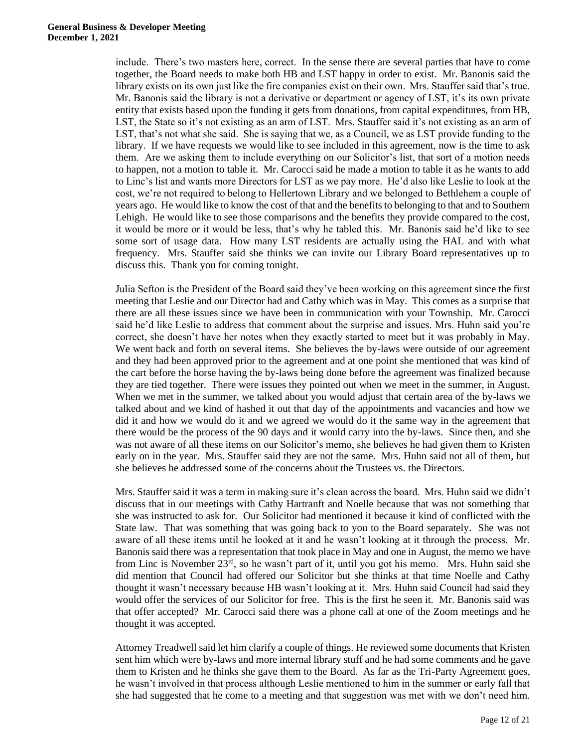include. There's two masters here, correct. In the sense there are several parties that have to come together, the Board needs to make both HB and LST happy in order to exist. Mr. Banonis said the library exists on its own just like the fire companies exist on their own. Mrs. Stauffer said that's true. Mr. Banonis said the library is not a derivative or department or agency of LST, it's its own private entity that exists based upon the funding it gets from donations, from capital expenditures, from HB, LST, the State so it's not existing as an arm of LST. Mrs. Stauffer said it's not existing as an arm of LST, that's not what she said. She is saying that we, as a Council, we as LST provide funding to the library. If we have requests we would like to see included in this agreement, now is the time to ask them. Are we asking them to include everything on our Solicitor's list, that sort of a motion needs to happen, not a motion to table it. Mr. Carocci said he made a motion to table it as he wants to add to Linc's list and wants more Directors for LST as we pay more. He'd also like Leslie to look at the cost, we're not required to belong to Hellertown Library and we belonged to Bethlehem a couple of years ago. He would like to know the cost of that and the benefits to belonging to that and to Southern Lehigh. He would like to see those comparisons and the benefits they provide compared to the cost, it would be more or it would be less, that's why he tabled this. Mr. Banonis said he'd like to see some sort of usage data. How many LST residents are actually using the HAL and with what frequency. Mrs. Stauffer said she thinks we can invite our Library Board representatives up to discuss this. Thank you for coming tonight.

Julia Sefton is the President of the Board said they've been working on this agreement since the first meeting that Leslie and our Director had and Cathy which was in May. This comes as a surprise that there are all these issues since we have been in communication with your Township. Mr. Carocci said he'd like Leslie to address that comment about the surprise and issues. Mrs. Huhn said you're correct, she doesn't have her notes when they exactly started to meet but it was probably in May. We went back and forth on several items. She believes the by-laws were outside of our agreement and they had been approved prior to the agreement and at one point she mentioned that was kind of the cart before the horse having the by-laws being done before the agreement was finalized because they are tied together. There were issues they pointed out when we meet in the summer, in August. When we met in the summer, we talked about you would adjust that certain area of the by-laws we talked about and we kind of hashed it out that day of the appointments and vacancies and how we did it and how we would do it and we agreed we would do it the same way in the agreement that there would be the process of the 90 days and it would carry into the by-laws. Since then, and she was not aware of all these items on our Solicitor's memo, she believes he had given them to Kristen early on in the year. Mrs. Stauffer said they are not the same. Mrs. Huhn said not all of them, but she believes he addressed some of the concerns about the Trustees vs. the Directors.

Mrs. Stauffer said it was a term in making sure it's clean across the board. Mrs. Huhn said we didn't discuss that in our meetings with Cathy Hartranft and Noelle because that was not something that she was instructed to ask for. Our Solicitor had mentioned it because it kind of conflicted with the State law. That was something that was going back to you to the Board separately. She was not aware of all these items until he looked at it and he wasn't looking at it through the process. Mr. Banonis said there was a representation that took place in May and one in August, the memo we have from Linc is November 23rd, so he wasn't part of it, until you got his memo. Mrs. Huhn said she did mention that Council had offered our Solicitor but she thinks at that time Noelle and Cathy thought it wasn't necessary because HB wasn't looking at it. Mrs. Huhn said Council had said they would offer the services of our Solicitor for free. This is the first he seen it. Mr. Banonis said was that offer accepted? Mr. Carocci said there was a phone call at one of the Zoom meetings and he thought it was accepted.

Attorney Treadwell said let him clarify a couple of things. He reviewed some documents that Kristen sent him which were by-laws and more internal library stuff and he had some comments and he gave them to Kristen and he thinks she gave them to the Board. As far as the Tri-Party Agreement goes, he wasn't involved in that process although Leslie mentioned to him in the summer or early fall that she had suggested that he come to a meeting and that suggestion was met with we don't need him.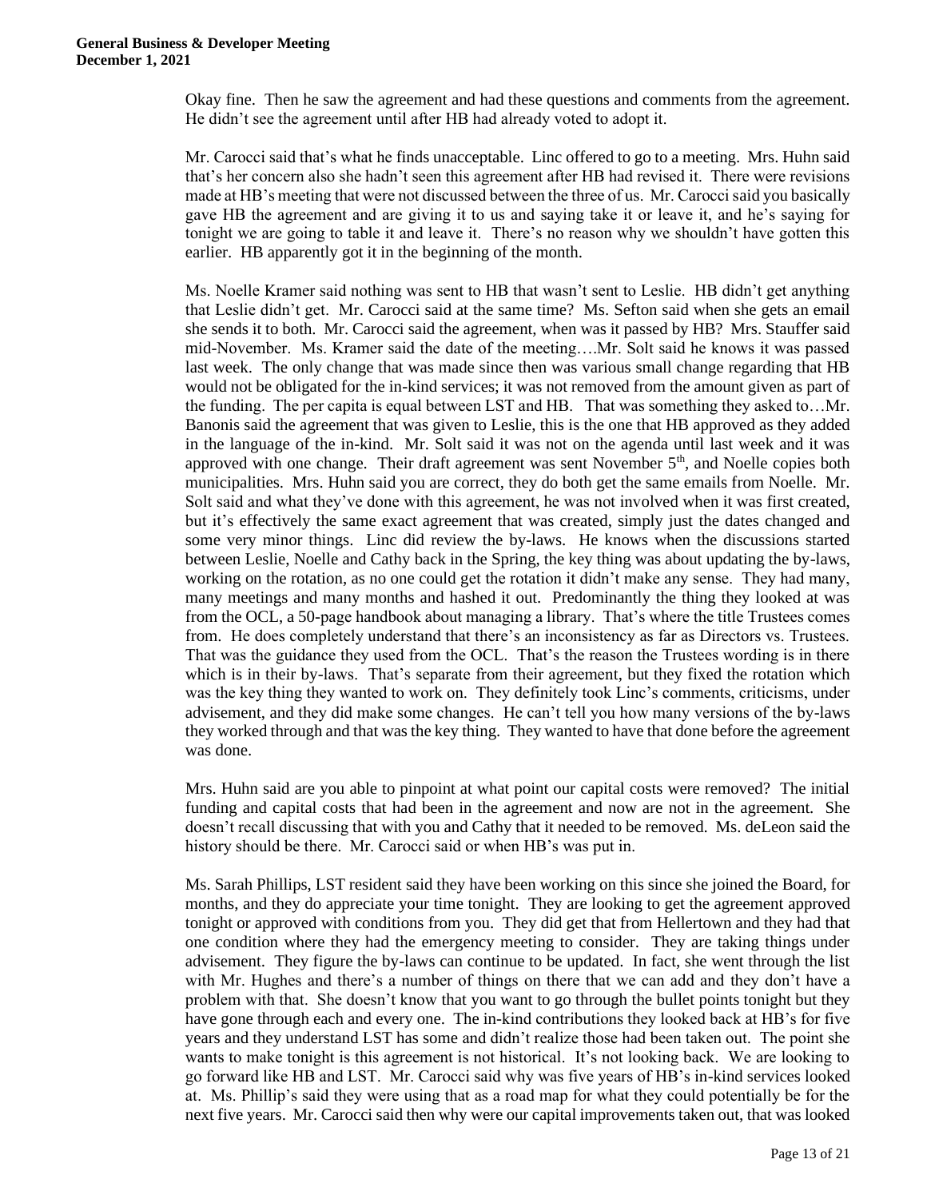Okay fine. Then he saw the agreement and had these questions and comments from the agreement. He didn't see the agreement until after HB had already voted to adopt it.

Mr. Carocci said that's what he finds unacceptable. Linc offered to go to a meeting. Mrs. Huhn said that's her concern also she hadn't seen this agreement after HB had revised it. There were revisions made at HB's meeting that were not discussed between the three of us. Mr. Carocci said you basically gave HB the agreement and are giving it to us and saying take it or leave it, and he's saying for tonight we are going to table it and leave it. There's no reason why we shouldn't have gotten this earlier. HB apparently got it in the beginning of the month.

Ms. Noelle Kramer said nothing was sent to HB that wasn't sent to Leslie. HB didn't get anything that Leslie didn't get. Mr. Carocci said at the same time? Ms. Sefton said when she gets an email she sends it to both. Mr. Carocci said the agreement, when was it passed by HB? Mrs. Stauffer said mid-November. Ms. Kramer said the date of the meeting….Mr. Solt said he knows it was passed last week. The only change that was made since then was various small change regarding that HB would not be obligated for the in-kind services; it was not removed from the amount given as part of the funding. The per capita is equal between LST and HB. That was something they asked to…Mr. Banonis said the agreement that was given to Leslie, this is the one that HB approved as they added in the language of the in-kind. Mr. Solt said it was not on the agenda until last week and it was approved with one change. Their draft agreement was sent November 5th, and Noelle copies both municipalities. Mrs. Huhn said you are correct, they do both get the same emails from Noelle. Mr. Solt said and what they've done with this agreement, he was not involved when it was first created, but it's effectively the same exact agreement that was created, simply just the dates changed and some very minor things. Linc did review the by-laws. He knows when the discussions started between Leslie, Noelle and Cathy back in the Spring, the key thing was about updating the by-laws, working on the rotation, as no one could get the rotation it didn't make any sense. They had many, many meetings and many months and hashed it out. Predominantly the thing they looked at was from the OCL, a 50-page handbook about managing a library. That's where the title Trustees comes from. He does completely understand that there's an inconsistency as far as Directors vs. Trustees. That was the guidance they used from the OCL. That's the reason the Trustees wording is in there which is in their by-laws. That's separate from their agreement, but they fixed the rotation which was the key thing they wanted to work on. They definitely took Linc's comments, criticisms, under advisement, and they did make some changes. He can't tell you how many versions of the by-laws they worked through and that was the key thing. They wanted to have that done before the agreement was done.

Mrs. Huhn said are you able to pinpoint at what point our capital costs were removed? The initial funding and capital costs that had been in the agreement and now are not in the agreement. She doesn't recall discussing that with you and Cathy that it needed to be removed. Ms. deLeon said the history should be there. Mr. Carocci said or when HB's was put in.

Ms. Sarah Phillips, LST resident said they have been working on this since she joined the Board, for months, and they do appreciate your time tonight. They are looking to get the agreement approved tonight or approved with conditions from you. They did get that from Hellertown and they had that one condition where they had the emergency meeting to consider. They are taking things under advisement. They figure the by-laws can continue to be updated. In fact, she went through the list with Mr. Hughes and there's a number of things on there that we can add and they don't have a problem with that. She doesn't know that you want to go through the bullet points tonight but they have gone through each and every one. The in-kind contributions they looked back at HB's for five years and they understand LST has some and didn't realize those had been taken out. The point she wants to make tonight is this agreement is not historical. It's not looking back. We are looking to go forward like HB and LST. Mr. Carocci said why was five years of HB's in-kind services looked at. Ms. Phillip's said they were using that as a road map for what they could potentially be for the next five years. Mr. Carocci said then why were our capital improvements taken out, that was looked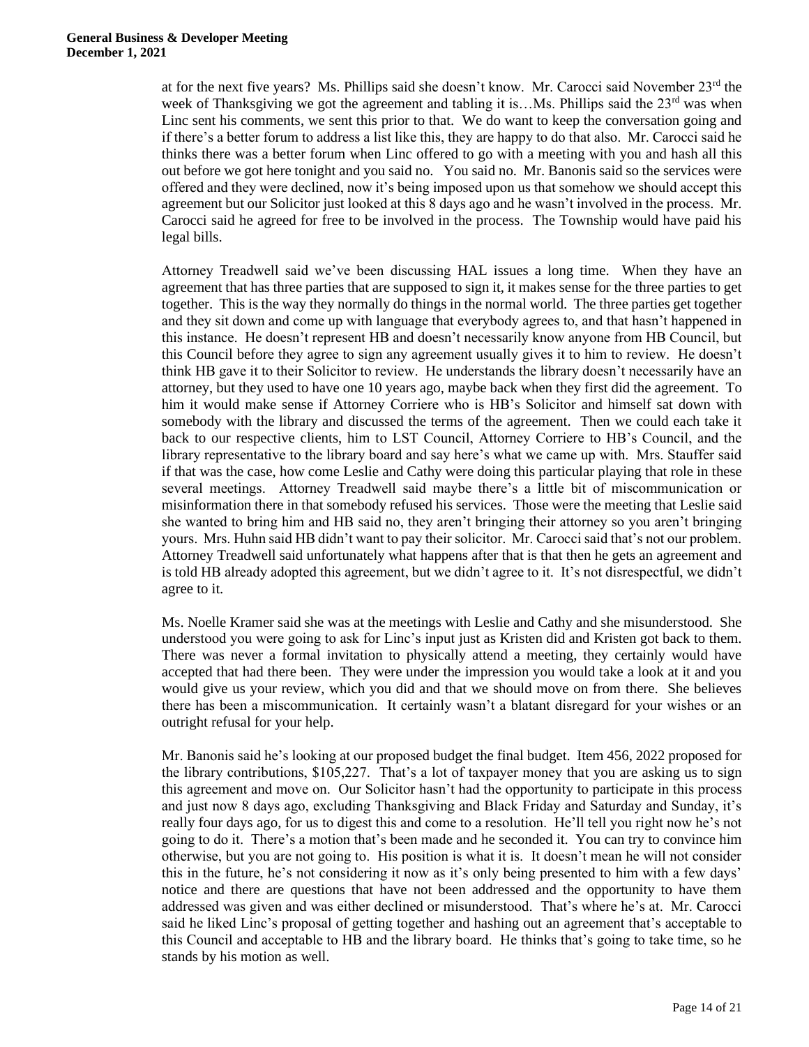at for the next five years? Ms. Phillips said she doesn't know. Mr. Carocci said November 23rd the week of Thanksgiving we got the agreement and tabling it is…Ms. Phillips said the 23rd was when Linc sent his comments, we sent this prior to that. We do want to keep the conversation going and if there's a better forum to address a list like this, they are happy to do that also. Mr. Carocci said he thinks there was a better forum when Linc offered to go with a meeting with you and hash all this out before we got here tonight and you said no. You said no. Mr. Banonis said so the services were offered and they were declined, now it's being imposed upon us that somehow we should accept this agreement but our Solicitor just looked at this 8 days ago and he wasn't involved in the process. Mr. Carocci said he agreed for free to be involved in the process. The Township would have paid his legal bills.

Attorney Treadwell said we've been discussing HAL issues a long time. When they have an agreement that has three parties that are supposed to sign it, it makes sense for the three parties to get together. This is the way they normally do things in the normal world. The three parties get together and they sit down and come up with language that everybody agrees to, and that hasn't happened in this instance. He doesn't represent HB and doesn't necessarily know anyone from HB Council, but this Council before they agree to sign any agreement usually gives it to him to review. He doesn't think HB gave it to their Solicitor to review. He understands the library doesn't necessarily have an attorney, but they used to have one 10 years ago, maybe back when they first did the agreement. To him it would make sense if Attorney Corriere who is HB's Solicitor and himself sat down with somebody with the library and discussed the terms of the agreement. Then we could each take it back to our respective clients, him to LST Council, Attorney Corriere to HB's Council, and the library representative to the library board and say here's what we came up with. Mrs. Stauffer said if that was the case, how come Leslie and Cathy were doing this particular playing that role in these several meetings. Attorney Treadwell said maybe there's a little bit of miscommunication or misinformation there in that somebody refused his services. Those were the meeting that Leslie said she wanted to bring him and HB said no, they aren't bringing their attorney so you aren't bringing yours. Mrs. Huhn said HB didn't want to pay their solicitor. Mr. Carocci said that's not our problem. Attorney Treadwell said unfortunately what happens after that is that then he gets an agreement and is told HB already adopted this agreement, but we didn't agree to it. It's not disrespectful, we didn't agree to it.

Ms. Noelle Kramer said she was at the meetings with Leslie and Cathy and she misunderstood. She understood you were going to ask for Linc's input just as Kristen did and Kristen got back to them. There was never a formal invitation to physically attend a meeting, they certainly would have accepted that had there been. They were under the impression you would take a look at it and you would give us your review, which you did and that we should move on from there. She believes there has been a miscommunication. It certainly wasn't a blatant disregard for your wishes or an outright refusal for your help.

Mr. Banonis said he's looking at our proposed budget the final budget. Item 456, 2022 proposed for the library contributions, $105,227. That's a lot of taxpayer money that you are asking us to sign this agreement and move on. Our Solicitor hasn't had the opportunity to participate in this process and just now 8 days ago, excluding Thanksgiving and Black Friday and Saturday and Sunday, it's really four days ago, for us to digest this and come to a resolution. He'll tell you right now he's not going to do it. There's a motion that's been made and he seconded it. You can try to convince him otherwise, but you are not going to. His position is what it is. It doesn't mean he will not consider this in the future, he's not considering it now as it's only being presented to him with a few days' notice and there are questions that have not been addressed and the opportunity to have them addressed was given and was either declined or misunderstood. That's where he's at. Mr. Carocci said he liked Linc's proposal of getting together and hashing out an agreement that's acceptable to this Council and acceptable to HB and the library board. He thinks that's going to take time, so he stands by his motion as well.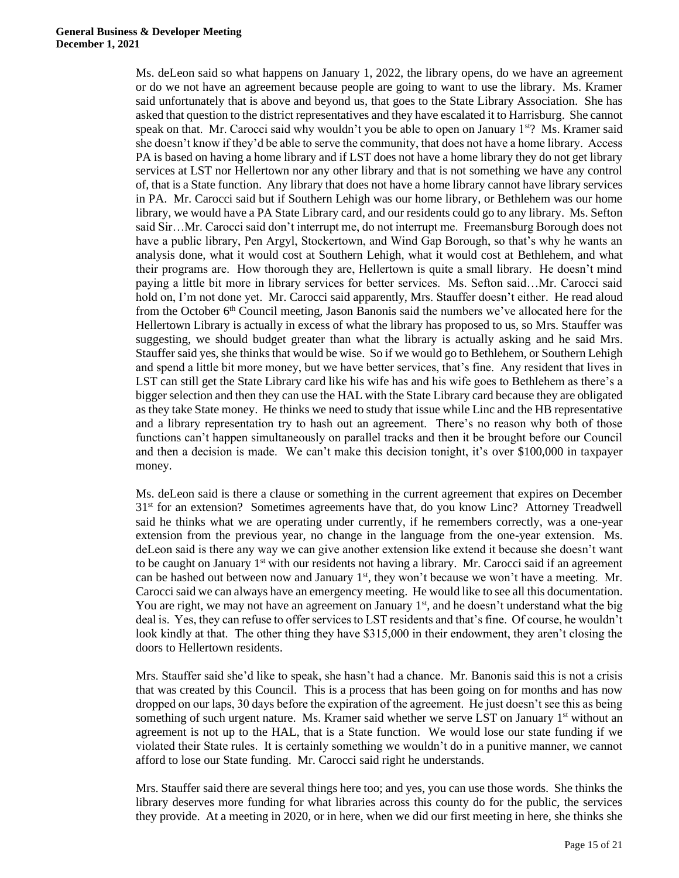Ms. deLeon said so what happens on January 1, 2022, the library opens, do we have an agreement or do we not have an agreement because people are going to want to use the library. Ms. Kramer said unfortunately that is above and beyond us, that goes to the State Library Association. She has asked that question to the district representatives and they have escalated it to Harrisburg. She cannot speak on that. Mr. Carocci said why wouldn't you be able to open on January 1st? Ms. Kramer said she doesn't know if they'd be able to serve the community, that does not have a home library. Access PA is based on having a home library and if LST does not have a home library they do not get library services at LST nor Hellertown nor any other library and that is not something we have any control of, that is a State function. Any library that does not have a home library cannot have library services in PA. Mr. Carocci said but if Southern Lehigh was our home library, or Bethlehem was our home library, we would have a PA State Library card, and our residents could go to any library. Ms. Sefton said Sir…Mr. Carocci said don't interrupt me, do not interrupt me. Freemansburg Borough does not have a public library, Pen Argyl, Stockertown, and Wind Gap Borough, so that's why he wants an analysis done, what it would cost at Southern Lehigh, what it would cost at Bethlehem, and what their programs are. How thorough they are, Hellertown is quite a small library. He doesn't mind paying a little bit more in library services for better services. Ms. Sefton said…Mr. Carocci said hold on, I'm not done yet. Mr. Carocci said apparently, Mrs. Stauffer doesn't either. He read aloud from the October 6th Council meeting, Jason Banonis said the numbers we've allocated here for the Hellertown Library is actually in excess of what the library has proposed to us, so Mrs. Stauffer was suggesting, we should budget greater than what the library is actually asking and he said Mrs. Stauffer said yes, she thinks that would be wise. So if we would go to Bethlehem, or Southern Lehigh and spend a little bit more money, but we have better services, that's fine. Any resident that lives in LST can still get the State Library card like his wife has and his wife goes to Bethlehem as there's a bigger selection and then they can use the HAL with the State Library card because they are obligated as they take State money. He thinks we need to study that issue while Linc and the HB representative and a library representation try to hash out an agreement. There's no reason why both of those functions can't happen simultaneously on parallel tracks and then it be brought before our Council and then a decision is made. We can't make this decision tonight, it's over $100,000 in taxpayer money.

Ms. deLeon said is there a clause or something in the current agreement that expires on December 31st for an extension? Sometimes agreements have that, do you know Linc? Attorney Treadwell said he thinks what we are operating under currently, if he remembers correctly, was a one-year extension from the previous year, no change in the language from the one-year extension. Ms. deLeon said is there any way we can give another extension like extend it because she doesn't want to be caught on January 1st with our residents not having a library. Mr. Carocci said if an agreement can be hashed out between now and January 1st, they won't because we won't have a meeting. Mr. Carocci said we can always have an emergency meeting. He would like to see all this documentation. You are right, we may not have an agreement on January 1st, and he doesn't understand what the big deal is. Yes, they can refuse to offer services to LST residents and that's fine. Of course, he wouldn't look kindly at that. The other thing they have $315,000 in their endowment, they aren't closing the doors to Hellertown residents.

Mrs. Stauffer said she'd like to speak, she hasn't had a chance. Mr. Banonis said this is not a crisis that was created by this Council. This is a process that has been going on for months and has now dropped on our laps, 30 days before the expiration of the agreement. He just doesn't see this as being something of such urgent nature. Ms. Kramer said whether we serve LST on January 1st without an agreement is not up to the HAL, that is a State function. We would lose our state funding if we violated their State rules. It is certainly something we wouldn't do in a punitive manner, we cannot afford to lose our State funding. Mr. Carocci said right he understands.

Mrs. Stauffer said there are several things here too; and yes, you can use those words. She thinks the library deserves more funding for what libraries across this county do for the public, the services they provide. At a meeting in 2020, or in here, when we did our first meeting in here, she thinks she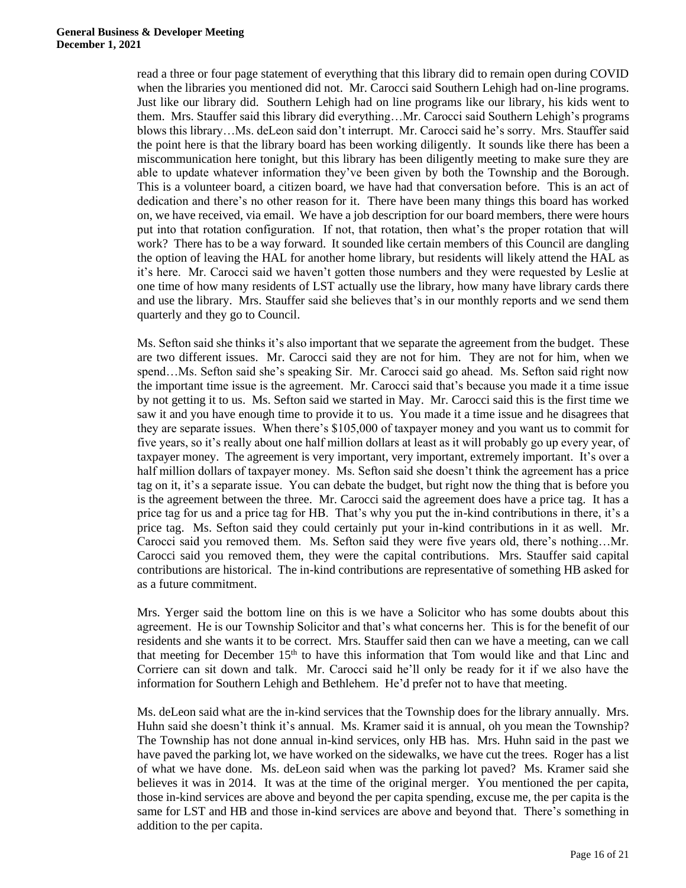read a three or four page statement of everything that this library did to remain open during COVID when the libraries you mentioned did not. Mr. Carocci said Southern Lehigh had on-line programs. Just like our library did. Southern Lehigh had on line programs like our library, his kids went to them. Mrs. Stauffer said this library did everything…Mr. Carocci said Southern Lehigh's programs blows this library…Ms. deLeon said don't interrupt. Mr. Carocci said he's sorry. Mrs. Stauffer said the point here is that the library board has been working diligently. It sounds like there has been a miscommunication here tonight, but this library has been diligently meeting to make sure they are able to update whatever information they've been given by both the Township and the Borough. This is a volunteer board, a citizen board, we have had that conversation before. This is an act of dedication and there's no other reason for it. There have been many things this board has worked on, we have received, via email. We have a job description for our board members, there were hours put into that rotation configuration. If not, that rotation, then what's the proper rotation that will work? There has to be a way forward. It sounded like certain members of this Council are dangling the option of leaving the HAL for another home library, but residents will likely attend the HAL as it's here. Mr. Carocci said we haven't gotten those numbers and they were requested by Leslie at one time of how many residents of LST actually use the library, how many have library cards there and use the library. Mrs. Stauffer said she believes that's in our monthly reports and we send them quarterly and they go to Council.

Ms. Sefton said she thinks it's also important that we separate the agreement from the budget. These are two different issues. Mr. Carocci said they are not for him. They are not for him, when we spend…Ms. Sefton said she's speaking Sir. Mr. Carocci said go ahead. Ms. Sefton said right now the important time issue is the agreement. Mr. Carocci said that's because you made it a time issue by not getting it to us. Ms. Sefton said we started in May. Mr. Carocci said this is the first time we saw it and you have enough time to provide it to us. You made it a time issue and he disagrees that they are separate issues. When there's $105,000 of taxpayer money and you want us to commit for five years, so it's really about one half million dollars at least as it will probably go up every year, of taxpayer money. The agreement is very important, very important, extremely important. It's over a half million dollars of taxpayer money. Ms. Sefton said she doesn't think the agreement has a price tag on it, it's a separate issue. You can debate the budget, but right now the thing that is before you is the agreement between the three. Mr. Carocci said the agreement does have a price tag. It has a price tag for us and a price tag for HB. That's why you put the in-kind contributions in there, it's a price tag. Ms. Sefton said they could certainly put your in-kind contributions in it as well. Mr. Carocci said you removed them. Ms. Sefton said they were five years old, there's nothing…Mr. Carocci said you removed them, they were the capital contributions. Mrs. Stauffer said capital contributions are historical. The in-kind contributions are representative of something HB asked for as a future commitment.

Mrs. Yerger said the bottom line on this is we have a Solicitor who has some doubts about this agreement. He is our Township Solicitor and that's what concerns her. This is for the benefit of our residents and she wants it to be correct. Mrs. Stauffer said then can we have a meeting, can we call that meeting for December 15th to have this information that Tom would like and that Linc and Corriere can sit down and talk. Mr. Carocci said he'll only be ready for it if we also have the information for Southern Lehigh and Bethlehem. He'd prefer not to have that meeting.

Ms. deLeon said what are the in-kind services that the Township does for the library annually. Mrs. Huhn said she doesn't think it's annual. Ms. Kramer said it is annual, oh you mean the Township? The Township has not done annual in-kind services, only HB has. Mrs. Huhn said in the past we have paved the parking lot, we have worked on the sidewalks, we have cut the trees. Roger has a list of what we have done. Ms. deLeon said when was the parking lot paved? Ms. Kramer said she believes it was in 2014. It was at the time of the original merger. You mentioned the per capita, those in-kind services are above and beyond the per capita spending, excuse me, the per capita is the same for LST and HB and those in-kind services are above and beyond that. There's something in addition to the per capita.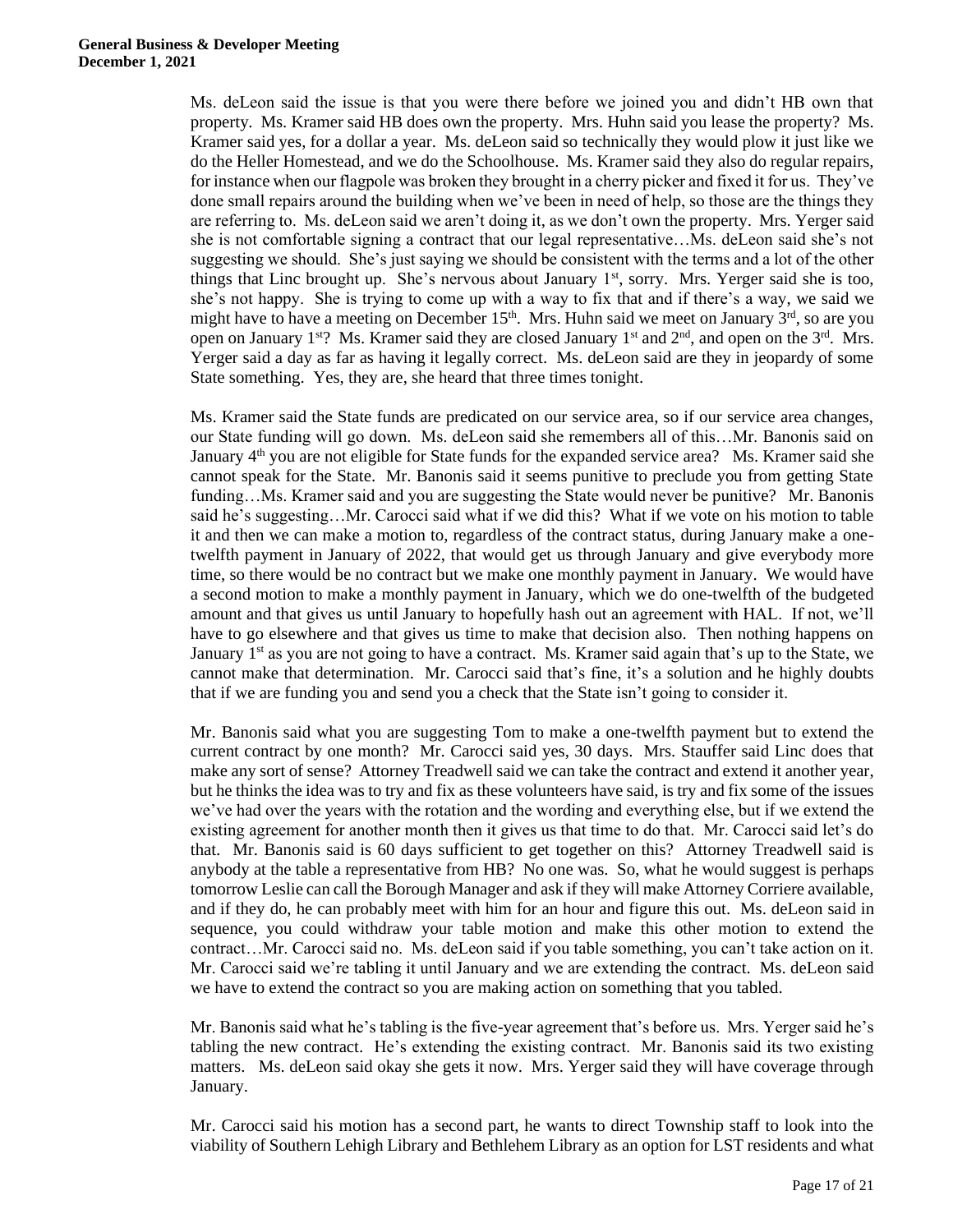Ms. deLeon said the issue is that you were there before we joined you and didn't HB own that property. Ms. Kramer said HB does own the property. Mrs. Huhn said you lease the property? Ms. Kramer said yes, for a dollar a year. Ms. deLeon said so technically they would plow it just like we do the Heller Homestead, and we do the Schoolhouse. Ms. Kramer said they also do regular repairs, for instance when our flagpole was broken they brought in a cherry picker and fixed it for us. They've done small repairs around the building when we've been in need of help, so those are the things they are referring to. Ms. deLeon said we aren't doing it, as we don't own the property. Mrs. Yerger said she is not comfortable signing a contract that our legal representative…Ms. deLeon said she's not suggesting we should. She's just saying we should be consistent with the terms and a lot of the other things that Linc brought up. She's nervous about January 1st, sorry. Mrs. Yerger said she is too, she's not happy. She is trying to come up with a way to fix that and if there's a way, we said we might have to have a meeting on December 15th. Mrs. Huhn said we meet on January 3rd, so are you open on January 1st? Ms. Kramer said they are closed January 1st and 2nd, and open on the 3rd. Mrs. Yerger said a day as far as having it legally correct. Ms. deLeon said are they in jeopardy of some State something. Yes, they are, she heard that three times tonight.

Ms. Kramer said the State funds are predicated on our service area, so if our service area changes, our State funding will go down. Ms. deLeon said she remembers all of this…Mr. Banonis said on January 4th you are not eligible for State funds for the expanded service area? Ms. Kramer said she cannot speak for the State. Mr. Banonis said it seems punitive to preclude you from getting State funding…Ms. Kramer said and you are suggesting the State would never be punitive? Mr. Banonis said he's suggesting…Mr. Carocci said what if we did this? What if we vote on his motion to table it and then we can make a motion to, regardless of the contract status, during January make a one-twelfth payment in January of 2022, that would get us through January and give everybody more time, so there would be no contract but we make one monthly payment in January. We would have a second motion to make a monthly payment in January, which we do one-twelfth of the budgeted amount and that gives us until January to hopefully hash out an agreement with HAL. If not, we'll have to go elsewhere and that gives us time to make that decision also. Then nothing happens on January 1st as you are not going to have a contract. Ms. Kramer said again that's up to the State, we cannot make that determination. Mr. Carocci said that's fine, it's a solution and he highly doubts that if we are funding you and send you a check that the State isn't going to consider it.

Mr. Banonis said what you are suggesting Tom to make a one-twelfth payment but to extend the current contract by one month? Mr. Carocci said yes, 30 days. Mrs. Stauffer said Linc does that make any sort of sense? Attorney Treadwell said we can take the contract and extend it another year, but he thinks the idea was to try and fix as these volunteers have said, is try and fix some of the issues we've had over the years with the rotation and the wording and everything else, but if we extend the existing agreement for another month then it gives us that time to do that. Mr. Carocci said let's do that. Mr. Banonis said is 60 days sufficient to get together on this? Attorney Treadwell said is anybody at the table a representative from HB? No one was. So, what he would suggest is perhaps tomorrow Leslie can call the Borough Manager and ask if they will make Attorney Corriere available, and if they do, he can probably meet with him for an hour and figure this out. Ms. deLeon said in sequence, you could withdraw your table motion and make this other motion to extend the contract…Mr. Carocci said no. Ms. deLeon said if you table something, you can't take action on it. Mr. Carocci said we're tabling it until January and we are extending the contract. Ms. deLeon said we have to extend the contract so you are making action on something that you tabled.

Mr. Banonis said what he's tabling is the five-year agreement that's before us. Mrs. Yerger said he's tabling the new contract. He's extending the existing contract. Mr. Banonis said its two existing matters. Ms. deLeon said okay she gets it now. Mrs. Yerger said they will have coverage through January.

Mr. Carocci said his motion has a second part, he wants to direct Township staff to look into the viability of Southern Lehigh Library and Bethlehem Library as an option for LST residents and what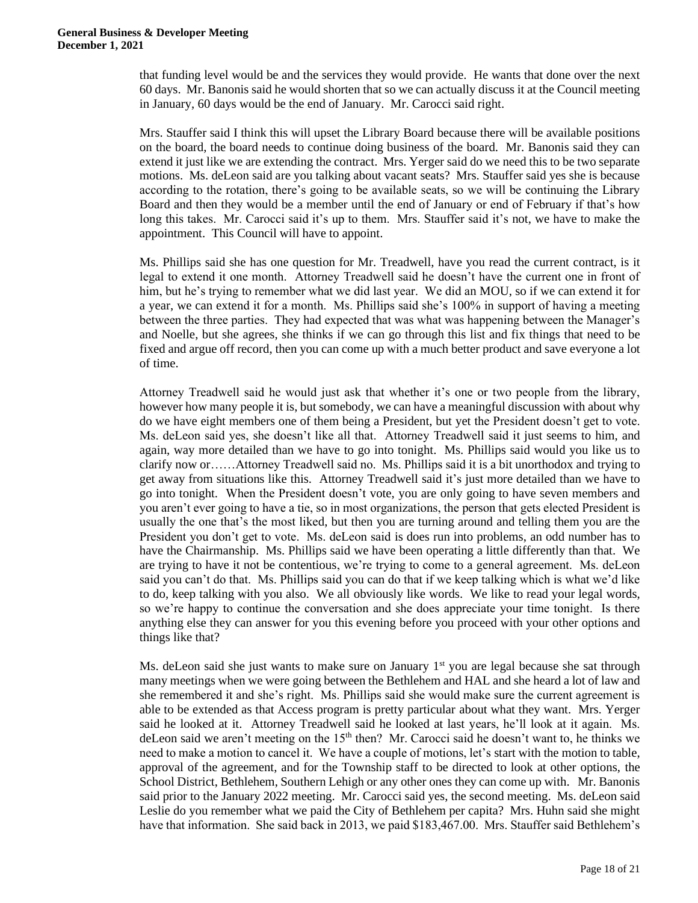that funding level would be and the services they would provide. He wants that done over the next 60 days. Mr. Banonis said he would shorten that so we can actually discuss it at the Council meeting in January, 60 days would be the end of January. Mr. Carocci said right.

Mrs. Stauffer said I think this will upset the Library Board because there will be available positions on the board, the board needs to continue doing business of the board. Mr. Banonis said they can extend it just like we are extending the contract. Mrs. Yerger said do we need this to be two separate motions. Ms. deLeon said are you talking about vacant seats? Mrs. Stauffer said yes she is because according to the rotation, there's going to be available seats, so we will be continuing the Library Board and then they would be a member until the end of January or end of February if that's how long this takes. Mr. Carocci said it's up to them. Mrs. Stauffer said it's not, we have to make the appointment. This Council will have to appoint.

Ms. Phillips said she has one question for Mr. Treadwell, have you read the current contract, is it legal to extend it one month. Attorney Treadwell said he doesn't have the current one in front of him, but he's trying to remember what we did last year. We did an MOU, so if we can extend it for a year, we can extend it for a month. Ms. Phillips said she's 100% in support of having a meeting between the three parties. They had expected that was what was happening between the Manager's and Noelle, but she agrees, she thinks if we can go through this list and fix things that need to be fixed and argue off record, then you can come up with a much better product and save everyone a lot of time.

Attorney Treadwell said he would just ask that whether it's one or two people from the library, however how many people it is, but somebody, we can have a meaningful discussion with about why do we have eight members one of them being a President, but yet the President doesn't get to vote. Ms. deLeon said yes, she doesn't like all that. Attorney Treadwell said it just seems to him, and again, way more detailed than we have to go into tonight. Ms. Phillips said would you like us to clarify now or……Attorney Treadwell said no. Ms. Phillips said it is a bit unorthodox and trying to get away from situations like this. Attorney Treadwell said it's just more detailed than we have to go into tonight. When the President doesn't vote, you are only going to have seven members and you aren't ever going to have a tie, so in most organizations, the person that gets elected President is usually the one that's the most liked, but then you are turning around and telling them you are the President you don't get to vote. Ms. deLeon said is does run into problems, an odd number has to have the Chairmanship. Ms. Phillips said we have been operating a little differently than that. We are trying to have it not be contentious, we're trying to come to a general agreement. Ms. deLeon said you can't do that. Ms. Phillips said you can do that if we keep talking which is what we'd like to do, keep talking with you also. We all obviously like words. We like to read your legal words, so we're happy to continue the conversation and she does appreciate your time tonight. Is there anything else they can answer for you this evening before you proceed with your other options and things like that?

Ms. deLeon said she just wants to make sure on January 1st you are legal because she sat through many meetings when we were going between the Bethlehem and HAL and she heard a lot of law and she remembered it and she's right. Ms. Phillips said she would make sure the current agreement is able to be extended as that Access program is pretty particular about what they want. Mrs. Yerger said he looked at it. Attorney Treadwell said he looked at last years, he'll look at it again. Ms. deLeon said we aren't meeting on the 15th then? Mr. Carocci said he doesn't want to, he thinks we need to make a motion to cancel it. We have a couple of motions, let's start with the motion to table, approval of the agreement, and for the Township staff to be directed to look at other options, the School District, Bethlehem, Southern Lehigh or any other ones they can come up with. Mr. Banonis said prior to the January 2022 meeting. Mr. Carocci said yes, the second meeting. Ms. deLeon said Leslie do you remember what we paid the City of Bethlehem per capita? Mrs. Huhn said she might have that information. She said back in 2013, we paid $183,467.00. Mrs. Stauffer said Bethlehem's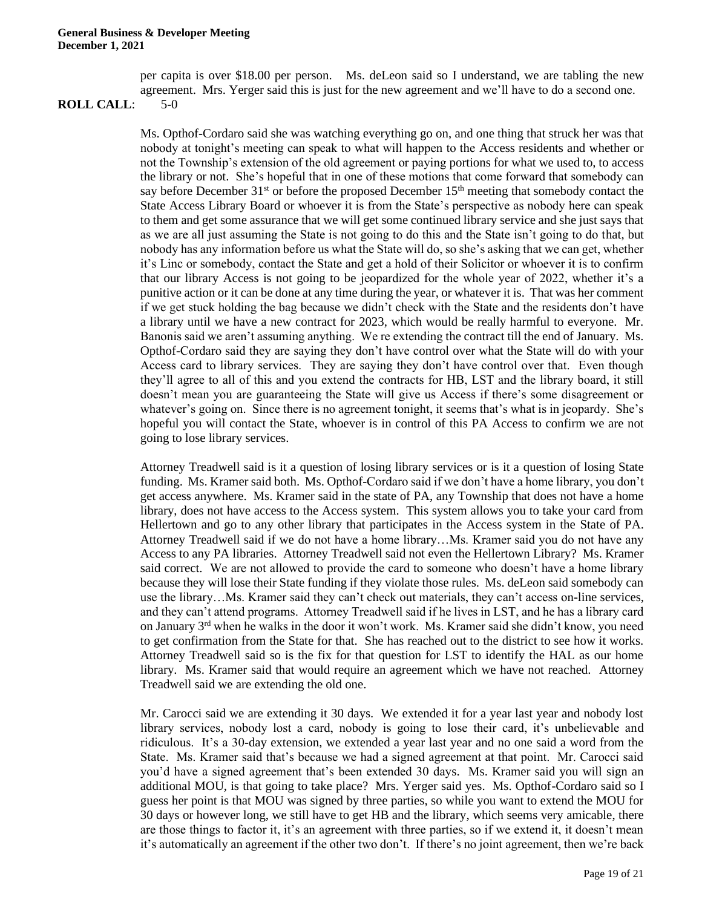per capita is over $18.00 per person. Ms. deLeon said so I understand, we are tabling the new agreement. Mrs. Yerger said this is just for the new agreement and we'll have to do a second one.

**ROLL CALL**: 5-0

Ms. Opthof-Cordaro said she was watching everything go on, and one thing that struck her was that nobody at tonight's meeting can speak to what will happen to the Access residents and whether or not the Township's extension of the old agreement or paying portions for what we used to, to access the library or not. She's hopeful that in one of these motions that come forward that somebody can say before December 31st or before the proposed December 15th meeting that somebody contact the State Access Library Board or whoever it is from the State's perspective as nobody here can speak to them and get some assurance that we will get some continued library service and she just says that as we are all just assuming the State is not going to do this and the State isn't going to do that, but nobody has any information before us what the State will do, so she's asking that we can get, whether it's Linc or somebody, contact the State and get a hold of their Solicitor or whoever it is to confirm that our library Access is not going to be jeopardized for the whole year of 2022, whether it's a punitive action or it can be done at any time during the year, or whatever it is. That was her comment if we get stuck holding the bag because we didn't check with the State and the residents don't have a library until we have a new contract for 2023, which would be really harmful to everyone. Mr. Banonis said we aren't assuming anything. We re extending the contract till the end of January. Ms. Opthof-Cordaro said they are saying they don't have control over what the State will do with your Access card to library services. They are saying they don't have control over that. Even though they'll agree to all of this and you extend the contracts for HB, LST and the library board, it still doesn't mean you are guaranteeing the State will give us Access if there's some disagreement or whatever's going on. Since there is no agreement tonight, it seems that's what is in jeopardy. She's hopeful you will contact the State, whoever is in control of this PA Access to confirm we are not going to lose library services.

Attorney Treadwell said is it a question of losing library services or is it a question of losing State funding. Ms. Kramer said both. Ms. Opthof-Cordaro said if we don't have a home library, you don't get access anywhere. Ms. Kramer said in the state of PA, any Township that does not have a home library, does not have access to the Access system. This system allows you to take your card from Hellertown and go to any other library that participates in the Access system in the State of PA. Attorney Treadwell said if we do not have a home library…Ms. Kramer said you do not have any Access to any PA libraries. Attorney Treadwell said not even the Hellertown Library? Ms. Kramer said correct. We are not allowed to provide the card to someone who doesn't have a home library because they will lose their State funding if they violate those rules. Ms. deLeon said somebody can use the library…Ms. Kramer said they can't check out materials, they can't access on-line services, and they can't attend programs. Attorney Treadwell said if he lives in LST, and he has a library card on January 3rd when he walks in the door it won't work. Ms. Kramer said she didn't know, you need to get confirmation from the State for that. She has reached out to the district to see how it works. Attorney Treadwell said so is the fix for that question for LST to identify the HAL as our home library. Ms. Kramer said that would require an agreement which we have not reached. Attorney Treadwell said we are extending the old one.

Mr. Carocci said we are extending it 30 days. We extended it for a year last year and nobody lost library services, nobody lost a card, nobody is going to lose their card, it's unbelievable and ridiculous. It's a 30-day extension, we extended a year last year and no one said a word from the State. Ms. Kramer said that's because we had a signed agreement at that point. Mr. Carocci said you'd have a signed agreement that's been extended 30 days. Ms. Kramer said you will sign an additional MOU, is that going to take place? Mrs. Yerger said yes. Ms. Opthof-Cordaro said so I guess her point is that MOU was signed by three parties, so while you want to extend the MOU for 30 days or however long, we still have to get HB and the library, which seems very amicable, there are those things to factor it, it's an agreement with three parties, so if we extend it, it doesn't mean it's automatically an agreement if the other two don't. If there's no joint agreement, then we're back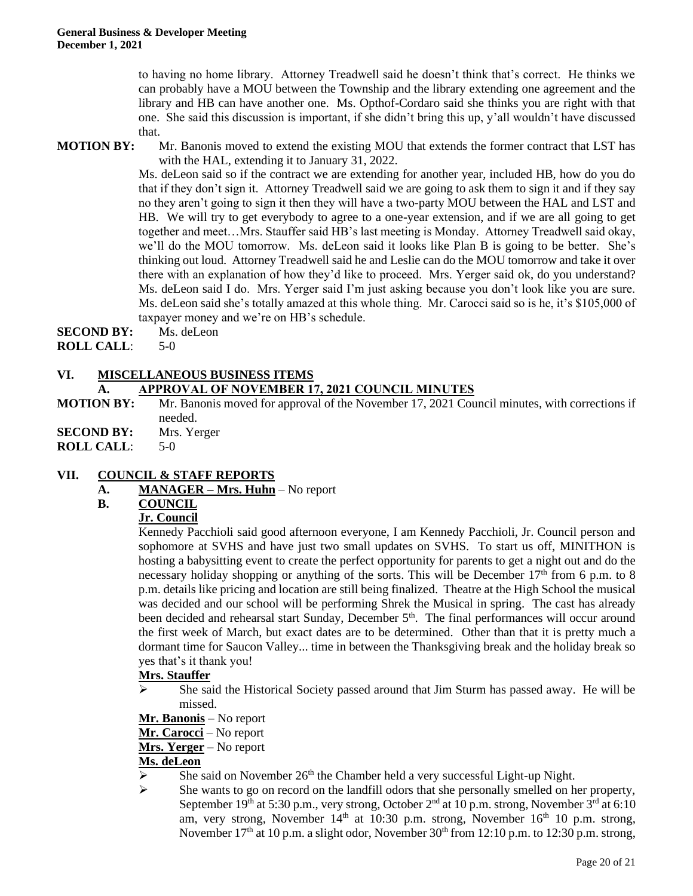to having no home library. Attorney Treadwell said he doesn't think that's correct. He thinks we can probably have a MOU between the Township and the library extending one agreement and the library and HB can have another one. Ms. Opthof-Cordaro said she thinks you are right with that one. She said this discussion is important, if she didn't bring this up, y'all wouldn't have discussed that.

**MOTION BY:** Mr. Banonis moved to extend the existing MOU that extends the former contract that LST has with the HAL, extending it to January 31, 2022.

Ms. deLeon said so if the contract we are extending for another year, included HB, how do you do that if they don't sign it. Attorney Treadwell said we are going to ask them to sign it and if they say no they aren't going to sign it then they will have a two-party MOU between the HAL and LST and HB. We will try to get everybody to agree to a one-year extension, and if we are all going to get together and meet…Mrs. Stauffer said HB's last meeting is Monday. Attorney Treadwell said okay, we'll do the MOU tomorrow. Ms. deLeon said it looks like Plan B is going to be better. She's thinking out loud. Attorney Treadwell said he and Leslie can do the MOU tomorrow and take it over there with an explanation of how they'd like to proceed. Mrs. Yerger said ok, do you understand? Ms. deLeon said I do. Mrs. Yerger said I'm just asking because you don't look like you are sure. Ms. deLeon said she's totally amazed at this whole thing. Mr. Carocci said so is he, it's $105,000 of taxpayer money and we're on HB's schedule.

**SECOND BY:** Ms. deLeon

**ROLL CALL**: 5-0

## VI. MISCELLANEOUS BUSINESS ITEMS

### A. APPROVAL OF NOVEMBER 17, 2021 COUNCIL MINUTES

**MOTION BY:** Mr. Banonis moved for approval of the November 17, 2021 Council minutes, with corrections if needed.

**SECOND BY:** Mrs. Yerger

**ROLL CALL**: 5-0

## VII. COUNCIL & STAFF REPORTS

### A. MANAGER – Mrs. Huhn – No report

### B. COUNCIL

**Jr. Council**

Kennedy Pacchioli said good afternoon everyone, I am Kennedy Pacchioli, Jr. Council person and sophomore at SVHS and have just two small updates on SVHS. To start us off, MINITHON is hosting a babysitting event to create the perfect opportunity for parents to get a night out and do the necessary holiday shopping or anything of the sorts. This will be December 17th from 6 p.m. to 8 p.m. details like pricing and location are still being finalized. Theatre at the High School the musical was decided and our school will be performing Shrek the Musical in spring. The cast has already been decided and rehearsal start Sunday, December 5th. The final performances will occur around the first week of March, but exact dates are to be determined. Other than that it is pretty much a dormant time for Saucon Valley... time in between the Thanksgiving break and the holiday break so yes that's it thank you!

**Mrs. Stauffer**

- She said the Historical Society passed around that Jim Sturm has passed away. He will be missed.

**Mr. Banonis** – No report

**Mr. Carocci** – No report

**Mrs. Yerger** – No report

**Ms. deLeon**

- She said on November 26th the Chamber held a very successful Light-up Night.
- She wants to go on record on the landfill odors that she personally smelled on her property, September 19th at 5:30 p.m., very strong, October 2nd at 10 p.m. strong, November 3rd at 6:10 am, very strong, November 14th at 10:30 p.m. strong, November 16th 10 p.m. strong, November 17th at 10 p.m. a slight odor, November 30th from 12:10 p.m. to 12:30 p.m. strong,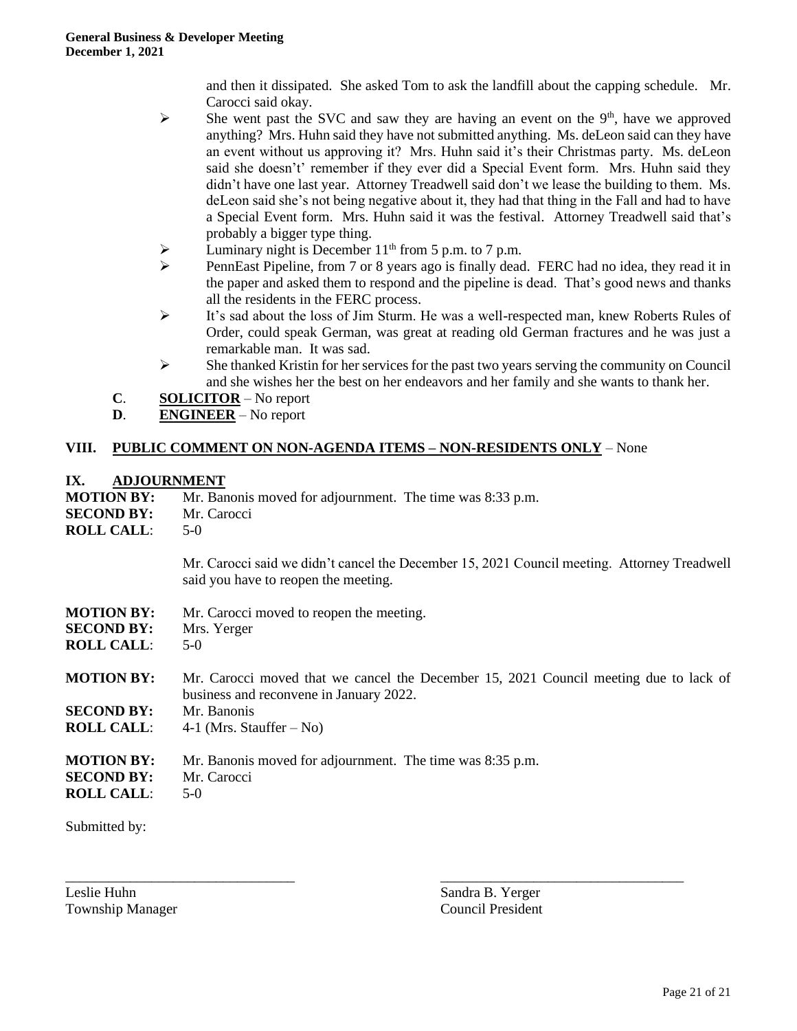and then it dissipated. She asked Tom to ask the landfill about the capping schedule. Mr. Carocci said okay.

- She went past the SVC and saw they are having an event on the 9th, have we approved anything? Mrs. Huhn said they have not submitted anything. Ms. deLeon said can they have an event without us approving it? Mrs. Huhn said it's their Christmas party. Ms. deLeon said she doesn't' remember if they ever did a Special Event form. Mrs. Huhn said they didn't have one last year. Attorney Treadwell said don't we lease the building to them. Ms. deLeon said she's not being negative about it, they had that thing in the Fall and had to have a Special Event form. Mrs. Huhn said it was the festival. Attorney Treadwell said that's probably a bigger type thing.
- Luminary night is December 11th from 5 p.m. to 7 p.m.
- PennEast Pipeline, from 7 or 8 years ago is finally dead. FERC had no idea, they read it in the paper and asked them to respond and the pipeline is dead. That's good news and thanks all the residents in the FERC process.
- It's sad about the loss of Jim Sturm. He was a well-respected man, knew Roberts Rules of Order, could speak German, was great at reading old German fractures and he was just a remarkable man. It was sad.
- She thanked Kristin for her services for the past two years serving the community on Council and she wishes her the best on her endeavors and her family and she wants to thank her.

**C**. **SOLICITOR** – No report

**D**. **ENGINEER** – No report

## VIII. PUBLIC COMMENT ON NON-AGENDA ITEMS – NON-RESIDENTS ONLY – None

## IX. ADJOURNMENT

**MOTION BY:** Mr. Banonis moved for adjournment. The time was 8:33 p.m.
**SECOND BY:** Mr. Carocci
**ROLL CALL**: 5-0

Mr. Carocci said we didn't cancel the December 15, 2021 Council meeting. Attorney Treadwell said you have to reopen the meeting.

**MOTION BY:** Mr. Carocci moved to reopen the meeting.
**SECOND BY:** Mrs. Yerger
**ROLL CALL**: 5-0

**MOTION BY:** Mr. Carocci moved that we cancel the December 15, 2021 Council meeting due to lack of business and reconvene in January 2022.
**SECOND BY:** Mr. Banonis
**ROLL CALL**: 4-1 (Mrs. Stauffer – No)

**MOTION BY:** Mr. Banonis moved for adjournment. The time was 8:35 p.m.
**SECOND BY:** Mr. Carocci
**ROLL CALL**: 5-0

Submitted by:

\_\_\_\_\_\_\_\_\_\_\_\_\_\_\_\_\_\_\_\_\_\_\_\_\_\_\_\_\_\_\_\_
Leslie Huhn
Township Manager

\_\_\_\_\_\_\_\_\_\_\_\_\_\_\_\_\_\_\_\_\_\_\_\_\_\_\_\_\_\_\_\_\_\_\_
Sandra B. Yerger
Council President